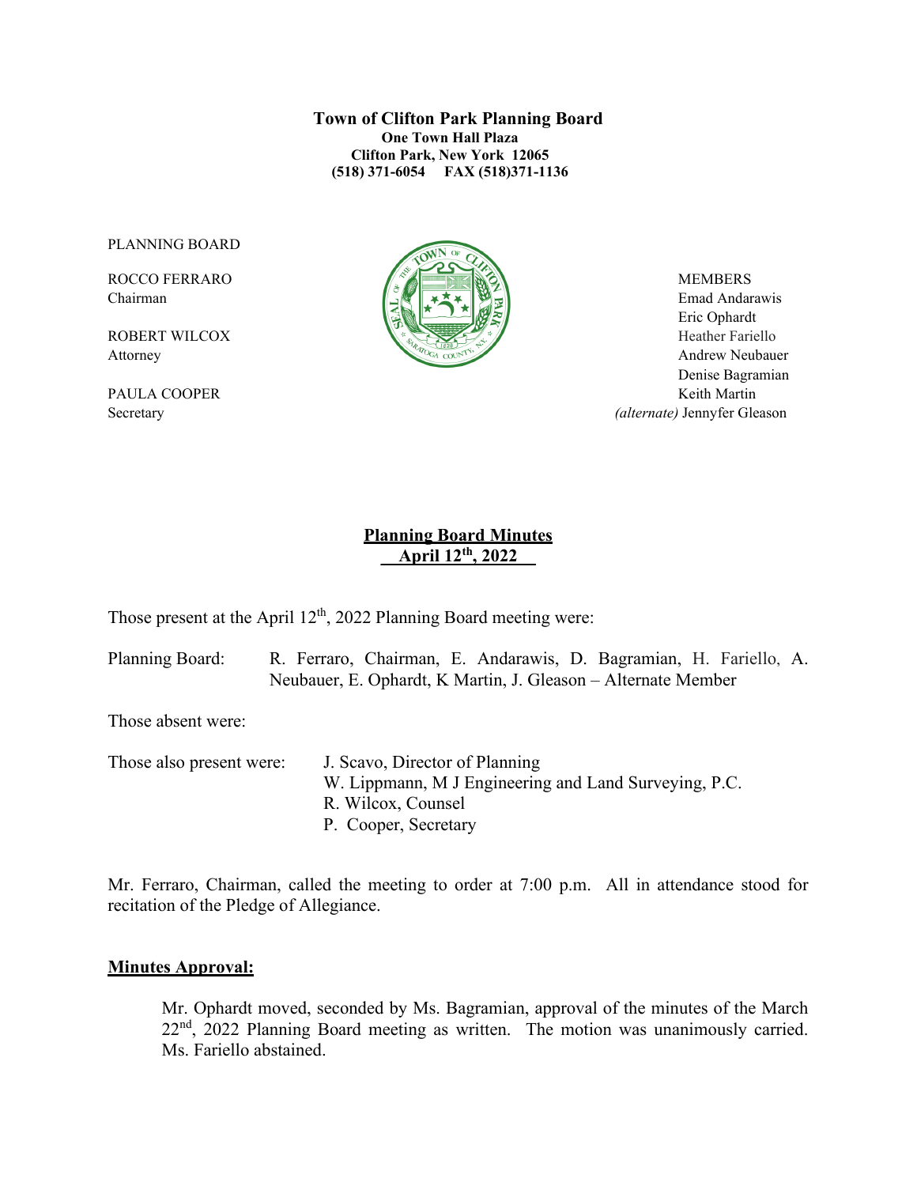**Town of Clifton Park Planning Board**
**One Town Hall Plaza**
**Clifton Park, New York 12065**
**(518) 371-6054 FAX (518)371-1136**

PLANNING BOARD

ROCCO FERRARO
Chairman

ROBERT WILCOX
Attorney

PAULA COOPER
Secretary

MEMBERS
Emad Andarawis
Eric Ophardt
Heather Fariello
Andrew Neubauer
Denise Bagramian
Keith Martin
*(alternate)* Jennyfer Gleason

## Planning Board Minutes
## April 12th, 2022

Those present at the April 12th, 2022 Planning Board meeting were:

Planning Board: R. Ferraro, Chairman, E. Andarawis, D. Bagramian, H. Fariello, A. Neubauer, E. Ophardt, K Martin, J. Gleason – Alternate Member

Those absent were:

Those also present were: J. Scavo, Director of Planning
W. Lippmann, M J Engineering and Land Surveying, P.C.
R. Wilcox, Counsel
P. Cooper, Secretary

Mr. Ferraro, Chairman, called the meeting to order at 7:00 p.m. All in attendance stood for recitation of the Pledge of Allegiance.

**Minutes Approval:**

Mr. Ophardt moved, seconded by Ms. Bagramian, approval of the minutes of the March 22nd, 2022 Planning Board meeting as written. The motion was unanimously carried. Ms. Fariello abstained.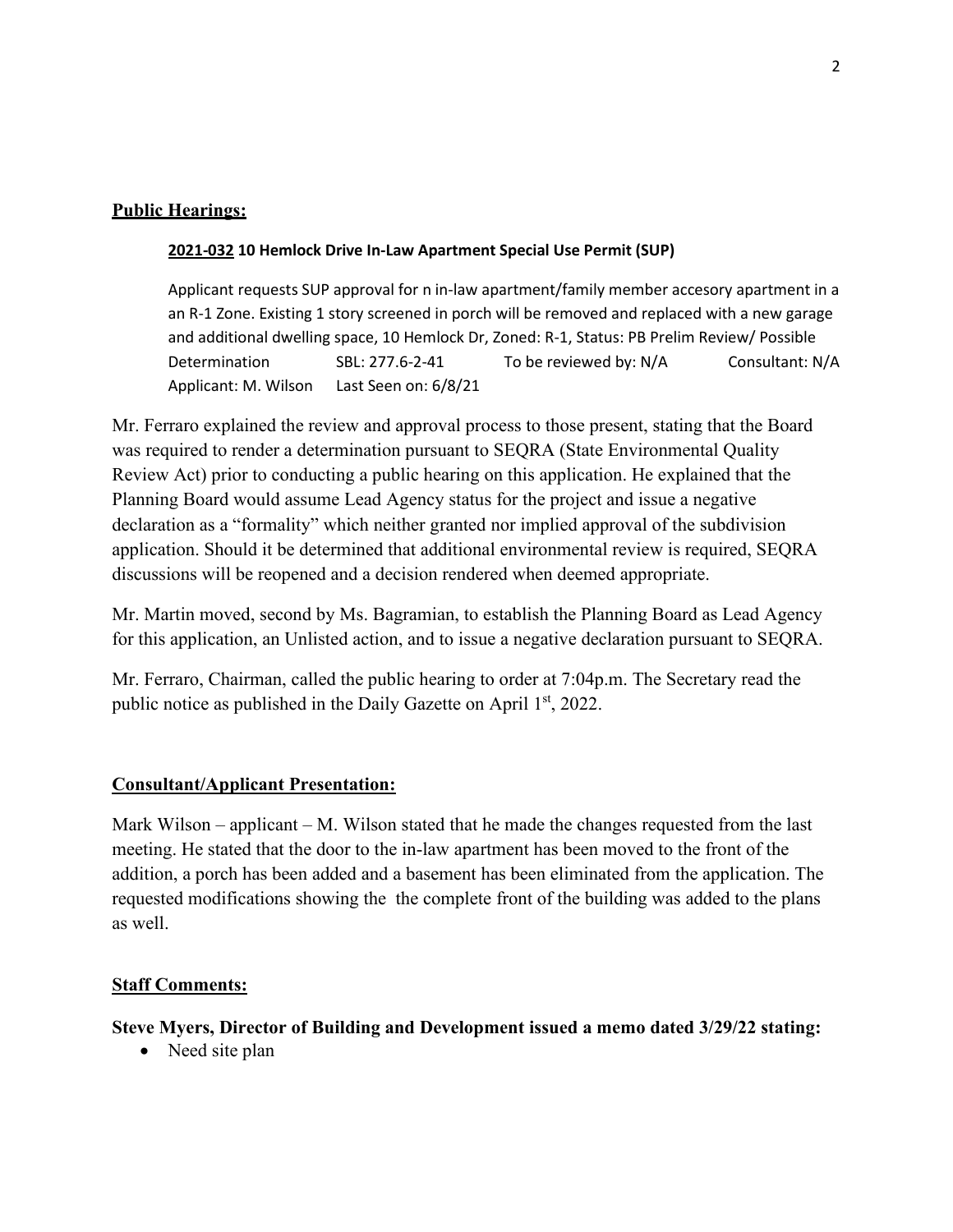## Public Hearings:

**2021-032 10 Hemlock Drive In-Law Apartment Special Use Permit (SUP)**

Applicant requests SUP approval for n in-law apartment/family member accesory apartment in a an R-1 Zone. Existing 1 story screened in porch will be removed and replaced with a new garage and additional dwelling space, 10 Hemlock Dr, Zoned: R-1, Status: PB Prelim Review/ Possible Determination SBL: 277.6-2-41 To be reviewed by: N/A Consultant: N/A Applicant: M. Wilson Last Seen on: 6/8/21

Mr. Ferraro explained the review and approval process to those present, stating that the Board was required to render a determination pursuant to SEQRA (State Environmental Quality Review Act) prior to conducting a public hearing on this application. He explained that the Planning Board would assume Lead Agency status for the project and issue a negative declaration as a "formality" which neither granted nor implied approval of the subdivision application. Should it be determined that additional environmental review is required, SEQRA discussions will be reopened and a decision rendered when deemed appropriate.

Mr. Martin moved, second by Ms. Bagramian, to establish the Planning Board as Lead Agency for this application, an Unlisted action, and to issue a negative declaration pursuant to SEQRA.

Mr. Ferraro, Chairman, called the public hearing to order at 7:04p.m. The Secretary read the public notice as published in the Daily Gazette on April 1st, 2022.

## Consultant/Applicant Presentation:

Mark Wilson – applicant – M. Wilson stated that he made the changes requested from the last meeting. He stated that the door to the in-law apartment has been moved to the front of the addition, a porch has been added and a basement has been eliminated from the application. The requested modifications showing the the complete front of the building was added to the plans as well.

## Staff Comments:

**Steve Myers, Director of Building and Development issued a memo dated 3/29/22 stating:**

- Need site plan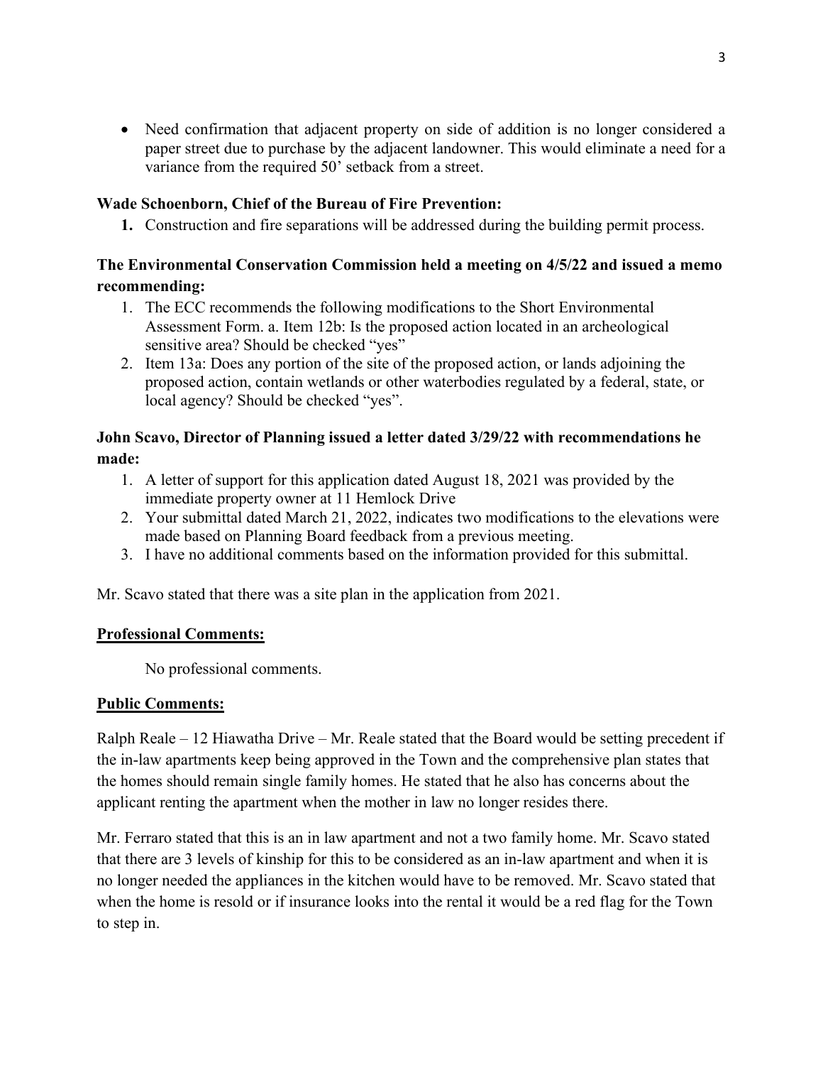- Need confirmation that adjacent property on side of addition is no longer considered a paper street due to purchase by the adjacent landowner. This would eliminate a need for a variance from the required 50' setback from a street.

**Wade Schoenborn, Chief of the Bureau of Fire Prevention:**

1. Construction and fire separations will be addressed during the building permit process.

**The Environmental Conservation Commission held a meeting on 4/5/22 and issued a memo recommending:**

1. The ECC recommends the following modifications to the Short Environmental Assessment Form. a. Item 12b: Is the proposed action located in an archeological sensitive area? Should be checked "yes"
2. Item 13a: Does any portion of the site of the proposed action, or lands adjoining the proposed action, contain wetlands or other waterbodies regulated by a federal, state, or local agency? Should be checked "yes".

**John Scavo, Director of Planning issued a letter dated 3/29/22 with recommendations he made:**

1. A letter of support for this application dated August 18, 2021 was provided by the immediate property owner at 11 Hemlock Drive
2. Your submittal dated March 21, 2022, indicates two modifications to the elevations were made based on Planning Board feedback from a previous meeting.
3. I have no additional comments based on the information provided for this submittal.

Mr. Scavo stated that there was a site plan in the application from 2021.

**Professional Comments:**

No professional comments.

**Public Comments:**

Ralph Reale – 12 Hiawatha Drive – Mr. Reale stated that the Board would be setting precedent if the in-law apartments keep being approved in the Town and the comprehensive plan states that the homes should remain single family homes. He stated that he also has concerns about the applicant renting the apartment when the mother in law no longer resides there.

Mr. Ferraro stated that this is an in law apartment and not a two family home. Mr. Scavo stated that there are 3 levels of kinship for this to be considered as an in-law apartment and when it is no longer needed the appliances in the kitchen would have to be removed. Mr. Scavo stated that when the home is resold or if insurance looks into the rental it would be a red flag for the Town to step in.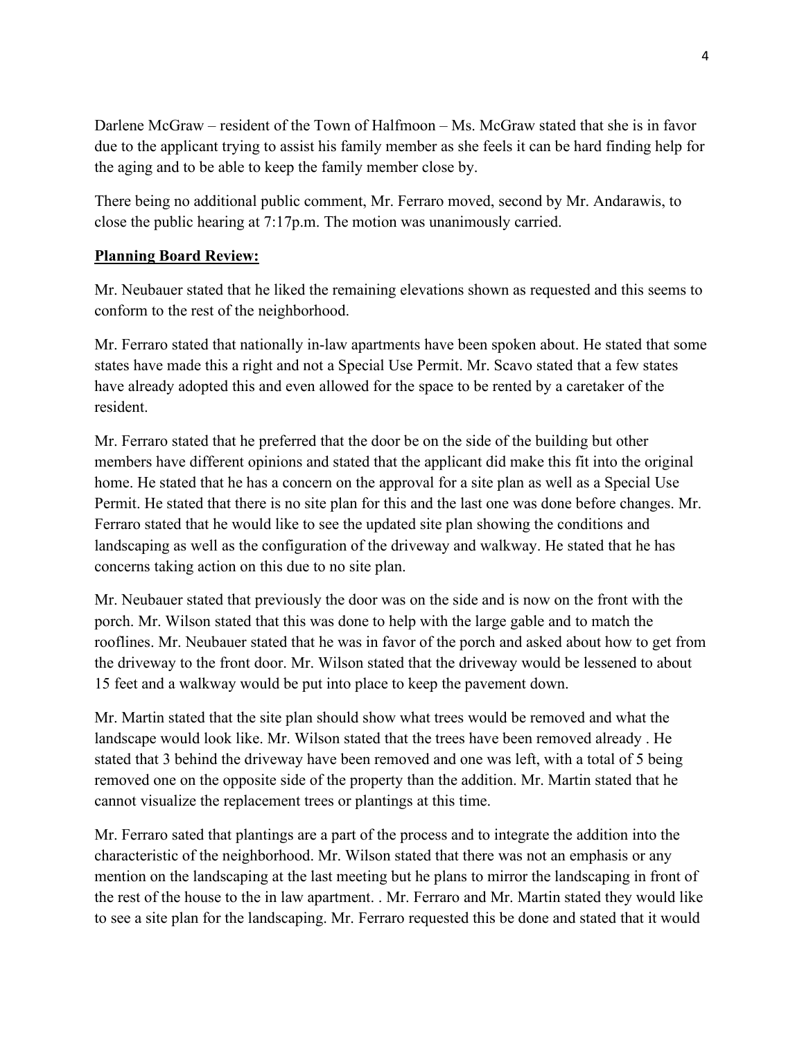Darlene McGraw – resident of the Town of Halfmoon – Ms. McGraw stated that she is in favor due to the applicant trying to assist his family member as she feels it can be hard finding help for the aging and to be able to keep the family member close by.

There being no additional public comment, Mr. Ferraro moved, second by Mr. Andarawis, to close the public hearing at 7:17p.m. The motion was unanimously carried.

**Planning Board Review:**

Mr. Neubauer stated that he liked the remaining elevations shown as requested and this seems to conform to the rest of the neighborhood.

Mr. Ferraro stated that nationally in-law apartments have been spoken about. He stated that some states have made this a right and not a Special Use Permit. Mr. Scavo stated that a few states have already adopted this and even allowed for the space to be rented by a caretaker of the resident.

Mr. Ferraro stated that he preferred that the door be on the side of the building but other members have different opinions and stated that the applicant did make this fit into the original home. He stated that he has a concern on the approval for a site plan as well as a Special Use Permit. He stated that there is no site plan for this and the last one was done before changes. Mr. Ferraro stated that he would like to see the updated site plan showing the conditions and landscaping as well as the configuration of the driveway and walkway. He stated that he has concerns taking action on this due to no site plan.

Mr. Neubauer stated that previously the door was on the side and is now on the front with the porch. Mr. Wilson stated that this was done to help with the large gable and to match the rooflines. Mr. Neubauer stated that he was in favor of the porch and asked about how to get from the driveway to the front door. Mr. Wilson stated that the driveway would be lessened to about 15 feet and a walkway would be put into place to keep the pavement down.

Mr. Martin stated that the site plan should show what trees would be removed and what the landscape would look like. Mr. Wilson stated that the trees have been removed already . He stated that 3 behind the driveway have been removed and one was left, with a total of 5 being removed one on the opposite side of the property than the addition. Mr. Martin stated that he cannot visualize the replacement trees or plantings at this time.

Mr. Ferraro sated that plantings are a part of the process and to integrate the addition into the characteristic of the neighborhood. Mr. Wilson stated that there was not an emphasis or any mention on the landscaping at the last meeting but he plans to mirror the landscaping in front of the rest of the house to the in law apartment. . Mr. Ferraro and Mr. Martin stated they would like to see a site plan for the landscaping. Mr. Ferraro requested this be done and stated that it would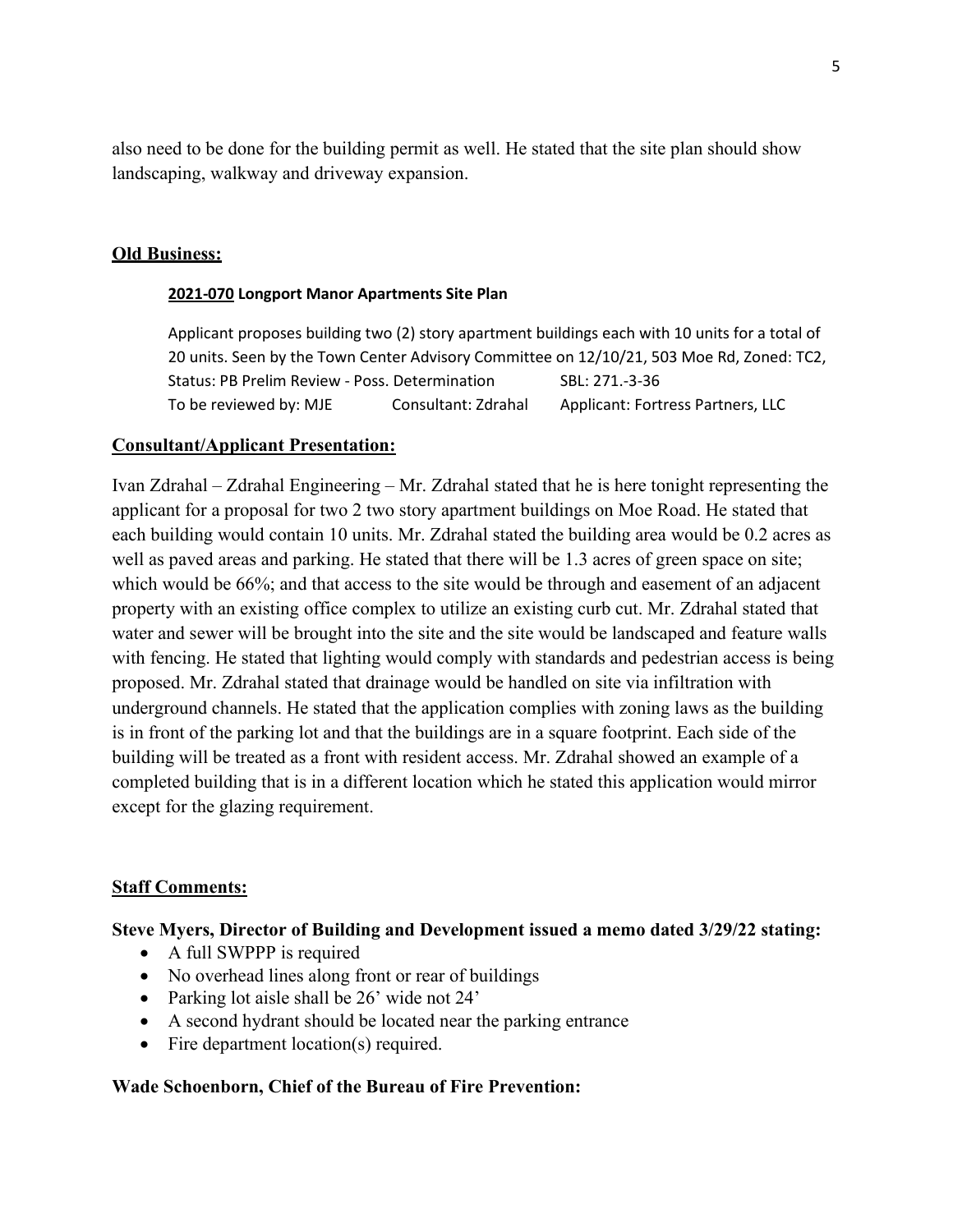also need to be done for the building permit as well. He stated that the site plan should show landscaping, walkway and driveway expansion.

## Old Business:

**2021-070 Longport Manor Apartments Site Plan**

Applicant proposes building two (2) story apartment buildings each with 10 units for a total of 20 units. Seen by the Town Center Advisory Committee on 12/10/21, 503 Moe Rd, Zoned: TC2, Status: PB Prelim Review - Poss. Determination SBL: 271.-3-36
To be reviewed by: MJE Consultant: Zdrahal Applicant: Fortress Partners, LLC

## Consultant/Applicant Presentation:

Ivan Zdrahal – Zdrahal Engineering – Mr. Zdrahal stated that he is here tonight representing the applicant for a proposal for two 2 two story apartment buildings on Moe Road. He stated that each building would contain 10 units. Mr. Zdrahal stated the building area would be 0.2 acres as well as paved areas and parking. He stated that there will be 1.3 acres of green space on site; which would be 66%; and that access to the site would be through and easement of an adjacent property with an existing office complex to utilize an existing curb cut. Mr. Zdrahal stated that water and sewer will be brought into the site and the site would be landscaped and feature walls with fencing. He stated that lighting would comply with standards and pedestrian access is being proposed. Mr. Zdrahal stated that drainage would be handled on site via infiltration with underground channels. He stated that the application complies with zoning laws as the building is in front of the parking lot and that the buildings are in a square footprint. Each side of the building will be treated as a front with resident access. Mr. Zdrahal showed an example of a completed building that is in a different location which he stated this application would mirror except for the glazing requirement.

## Staff Comments:

**Steve Myers, Director of Building and Development issued a memo dated 3/29/22 stating:**

- A full SWPPP is required
- No overhead lines along front or rear of buildings
- Parking lot aisle shall be 26' wide not 24'
- A second hydrant should be located near the parking entrance
- Fire department location(s) required.

**Wade Schoenborn, Chief of the Bureau of Fire Prevention:**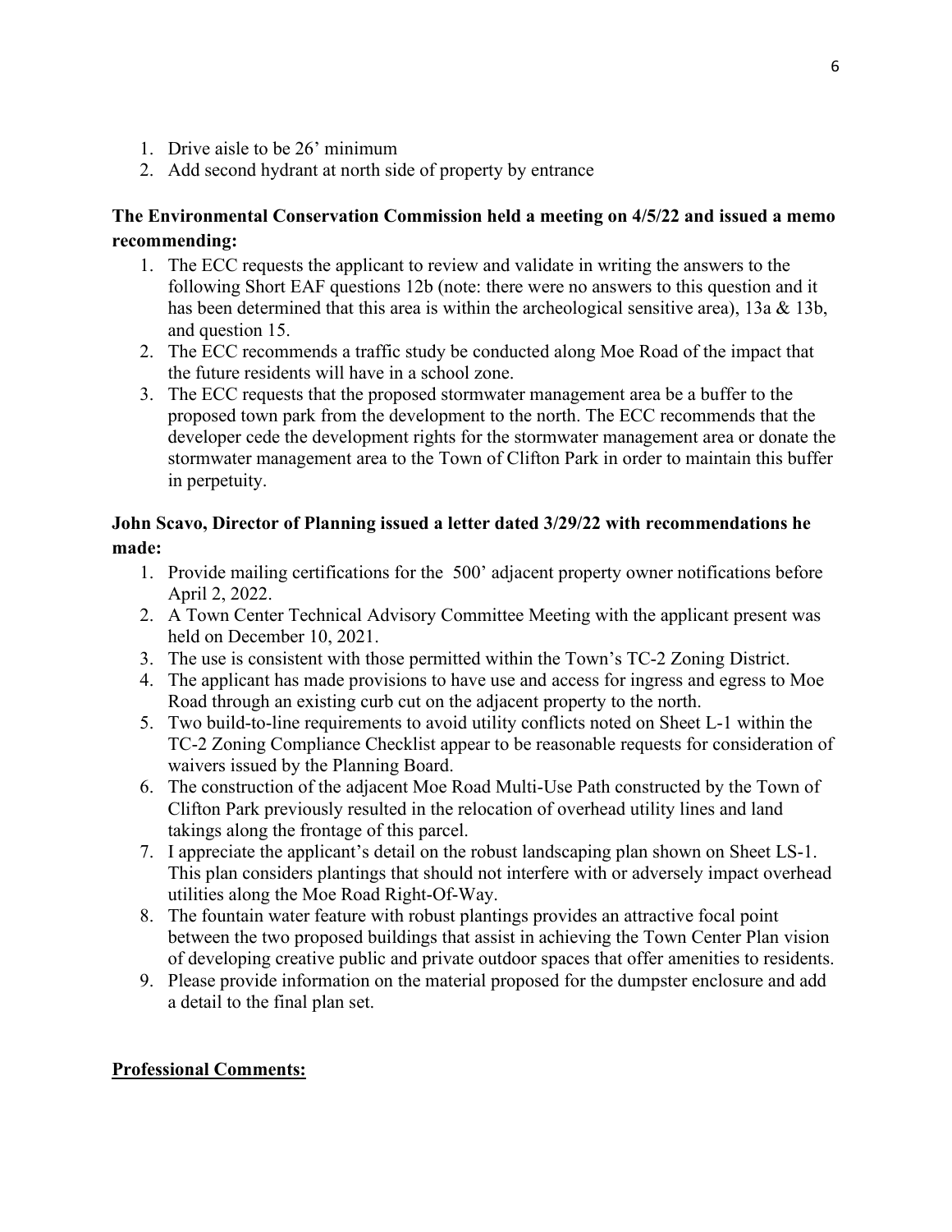1. Drive aisle to be 26' minimum
2. Add second hydrant at north side of property by entrance

**The Environmental Conservation Commission held a meeting on 4/5/22 and issued a memo recommending:**

1. The ECC requests the applicant to review and validate in writing the answers to the following Short EAF questions 12b (note: there were no answers to this question and it has been determined that this area is within the archeological sensitive area), 13a & 13b, and question 15.
2. The ECC recommends a traffic study be conducted along Moe Road of the impact that the future residents will have in a school zone.
3. The ECC requests that the proposed stormwater management area be a buffer to the proposed town park from the development to the north. The ECC recommends that the developer cede the development rights for the stormwater management area or donate the stormwater management area to the Town of Clifton Park in order to maintain this buffer in perpetuity.

**John Scavo, Director of Planning issued a letter dated 3/29/22 with recommendations he made:**

1. Provide mailing certifications for the 500' adjacent property owner notifications before April 2, 2022.
2. A Town Center Technical Advisory Committee Meeting with the applicant present was held on December 10, 2021.
3. The use is consistent with those permitted within the Town's TC-2 Zoning District.
4. The applicant has made provisions to have use and access for ingress and egress to Moe Road through an existing curb cut on the adjacent property to the north.
5. Two build-to-line requirements to avoid utility conflicts noted on Sheet L-1 within the TC-2 Zoning Compliance Checklist appear to be reasonable requests for consideration of waivers issued by the Planning Board.
6. The construction of the adjacent Moe Road Multi-Use Path constructed by the Town of Clifton Park previously resulted in the relocation of overhead utility lines and land takings along the frontage of this parcel.
7. I appreciate the applicant's detail on the robust landscaping plan shown on Sheet LS-1. This plan considers plantings that should not interfere with or adversely impact overhead utilities along the Moe Road Right-Of-Way.
8. The fountain water feature with robust plantings provides an attractive focal point between the two proposed buildings that assist in achieving the Town Center Plan vision of developing creative public and private outdoor spaces that offer amenities to residents.
9. Please provide information on the material proposed for the dumpster enclosure and add a detail to the final plan set.

**Professional Comments:**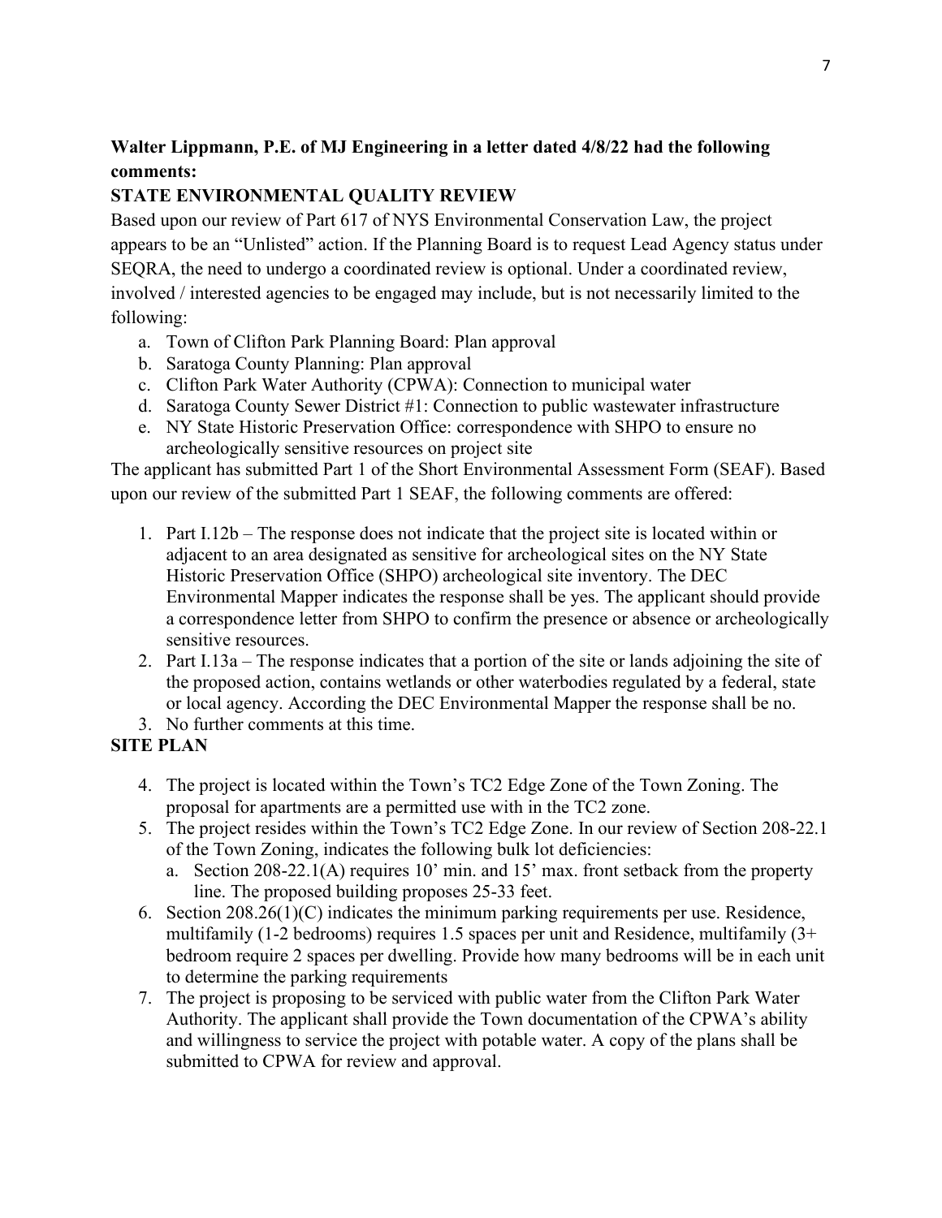**Walter Lippmann, P.E. of MJ Engineering in a letter dated 4/8/22 had the following comments:**

**STATE ENVIRONMENTAL QUALITY REVIEW**

Based upon our review of Part 617 of NYS Environmental Conservation Law, the project appears to be an "Unlisted" action. If the Planning Board is to request Lead Agency status under SEQRA, the need to undergo a coordinated review is optional. Under a coordinated review, involved / interested agencies to be engaged may include, but is not necessarily limited to the following:

a. Town of Clifton Park Planning Board: Plan approval
b. Saratoga County Planning: Plan approval
c. Clifton Park Water Authority (CPWA): Connection to municipal water
d. Saratoga County Sewer District #1: Connection to public wastewater infrastructure
e. NY State Historic Preservation Office: correspondence with SHPO to ensure no archeologically sensitive resources on project site

The applicant has submitted Part 1 of the Short Environmental Assessment Form (SEAF). Based upon our review of the submitted Part 1 SEAF, the following comments are offered:

1. Part I.12b – The response does not indicate that the project site is located within or adjacent to an area designated as sensitive for archeological sites on the NY State Historic Preservation Office (SHPO) archeological site inventory. The DEC Environmental Mapper indicates the response shall be yes. The applicant should provide a correspondence letter from SHPO to confirm the presence or absence or archeologically sensitive resources.
2. Part I.13a – The response indicates that a portion of the site or lands adjoining the site of the proposed action, contains wetlands or other waterbodies regulated by a federal, state or local agency. According the DEC Environmental Mapper the response shall be no.
3. No further comments at this time.

**SITE PLAN**

4. The project is located within the Town's TC2 Edge Zone of the Town Zoning. The proposal for apartments are a permitted use with in the TC2 zone.
5. The project resides within the Town's TC2 Edge Zone. In our review of Section 208-22.1 of the Town Zoning, indicates the following bulk lot deficiencies:
   a. Section 208-22.1(A) requires 10' min. and 15' max. front setback from the property line. The proposed building proposes 25-33 feet.
6. Section 208.26(1)(C) indicates the minimum parking requirements per use. Residence, multifamily (1-2 bedrooms) requires 1.5 spaces per unit and Residence, multifamily (3+ bedroom require 2 spaces per dwelling. Provide how many bedrooms will be in each unit to determine the parking requirements
7. The project is proposing to be serviced with public water from the Clifton Park Water Authority. The applicant shall provide the Town documentation of the CPWA's ability and willingness to service the project with potable water. A copy of the plans shall be submitted to CPWA for review and approval.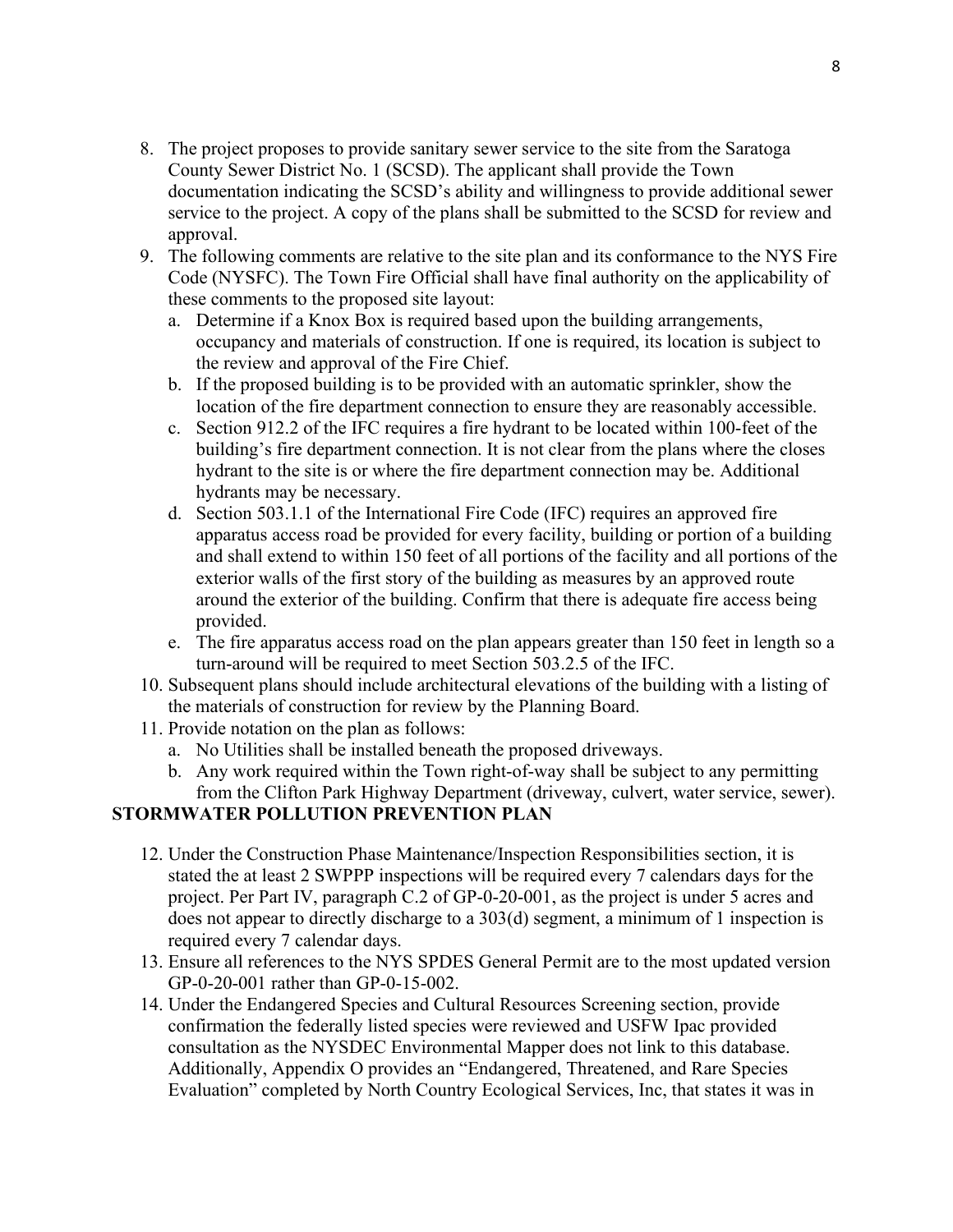8. The project proposes to provide sanitary sewer service to the site from the Saratoga County Sewer District No. 1 (SCSD). The applicant shall provide the Town documentation indicating the SCSD's ability and willingness to provide additional sewer service to the project. A copy of the plans shall be submitted to the SCSD for review and approval.
9. The following comments are relative to the site plan and its conformance to the NYS Fire Code (NYSFC). The Town Fire Official shall have final authority on the applicability of these comments to the proposed site layout:
   a. Determine if a Knox Box is required based upon the building arrangements, occupancy and materials of construction. If one is required, its location is subject to the review and approval of the Fire Chief.
   b. If the proposed building is to be provided with an automatic sprinkler, show the location of the fire department connection to ensure they are reasonably accessible.
   c. Section 912.2 of the IFC requires a fire hydrant to be located within 100-feet of the building's fire department connection. It is not clear from the plans where the closes hydrant to the site is or where the fire department connection may be. Additional hydrants may be necessary.
   d. Section 503.1.1 of the International Fire Code (IFC) requires an approved fire apparatus access road be provided for every facility, building or portion of a building and shall extend to within 150 feet of all portions of the facility and all portions of the exterior walls of the first story of the building as measures by an approved route around the exterior of the building. Confirm that there is adequate fire access being provided.
   e. The fire apparatus access road on the plan appears greater than 150 feet in length so a turn-around will be required to meet Section 503.2.5 of the IFC.
10. Subsequent plans should include architectural elevations of the building with a listing of the materials of construction for review by the Planning Board.
11. Provide notation on the plan as follows:
    a. No Utilities shall be installed beneath the proposed driveways.
    b. Any work required within the Town right-of-way shall be subject to any permitting from the Clifton Park Highway Department (driveway, culvert, water service, sewer).

**STORMWATER POLLUTION PREVENTION PLAN**

12. Under the Construction Phase Maintenance/Inspection Responsibilities section, it is stated the at least 2 SWPPP inspections will be required every 7 calendars days for the project. Per Part IV, paragraph C.2 of GP-0-20-001, as the project is under 5 acres and does not appear to directly discharge to a 303(d) segment, a minimum of 1 inspection is required every 7 calendar days.
13. Ensure all references to the NYS SPDES General Permit are to the most updated version GP-0-20-001 rather than GP-0-15-002.
14. Under the Endangered Species and Cultural Resources Screening section, provide confirmation the federally listed species were reviewed and USFW Ipac provided consultation as the NYSDEC Environmental Mapper does not link to this database. Additionally, Appendix O provides an "Endangered, Threatened, and Rare Species Evaluation" completed by North Country Ecological Services, Inc, that states it was in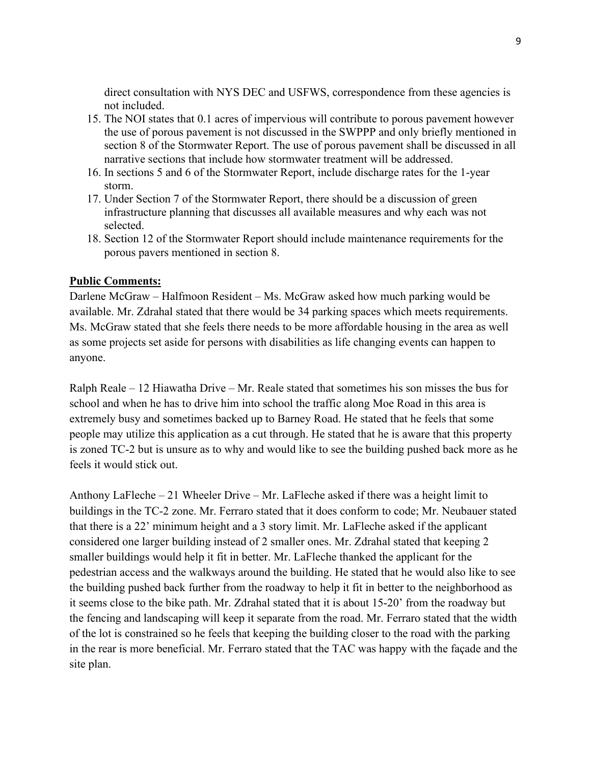direct consultation with NYS DEC and USFWS, correspondence from these agencies is not included.

15. The NOI states that 0.1 acres of impervious will contribute to porous pavement however the use of porous pavement is not discussed in the SWPPP and only briefly mentioned in section 8 of the Stormwater Report. The use of porous pavement shall be discussed in all narrative sections that include how stormwater treatment will be addressed.
16. In sections 5 and 6 of the Stormwater Report, include discharge rates for the 1-year storm.
17. Under Section 7 of the Stormwater Report, there should be a discussion of green infrastructure planning that discusses all available measures and why each was not selected.
18. Section 12 of the Stormwater Report should include maintenance requirements for the porous pavers mentioned in section 8.

**Public Comments:**

Darlene McGraw – Halfmoon Resident – Ms. McGraw asked how much parking would be available. Mr. Zdrahal stated that there would be 34 parking spaces which meets requirements. Ms. McGraw stated that she feels there needs to be more affordable housing in the area as well as some projects set aside for persons with disabilities as life changing events can happen to anyone.

Ralph Reale – 12 Hiawatha Drive – Mr. Reale stated that sometimes his son misses the bus for school and when he has to drive him into school the traffic along Moe Road in this area is extremely busy and sometimes backed up to Barney Road. He stated that he feels that some people may utilize this application as a cut through. He stated that he is aware that this property is zoned TC-2 but is unsure as to why and would like to see the building pushed back more as he feels it would stick out.

Anthony LaFleche – 21 Wheeler Drive – Mr. LaFleche asked if there was a height limit to buildings in the TC-2 zone. Mr. Ferraro stated that it does conform to code; Mr. Neubauer stated that there is a 22' minimum height and a 3 story limit. Mr. LaFleche asked if the applicant considered one larger building instead of 2 smaller ones. Mr. Zdrahal stated that keeping 2 smaller buildings would help it fit in better. Mr. LaFleche thanked the applicant for the pedestrian access and the walkways around the building. He stated that he would also like to see the building pushed back further from the roadway to help it fit in better to the neighborhood as it seems close to the bike path. Mr. Zdrahal stated that it is about 15-20' from the roadway but the fencing and landscaping will keep it separate from the road. Mr. Ferraro stated that the width of the lot is constrained so he feels that keeping the building closer to the road with the parking in the rear is more beneficial. Mr. Ferraro stated that the TAC was happy with the façade and the site plan.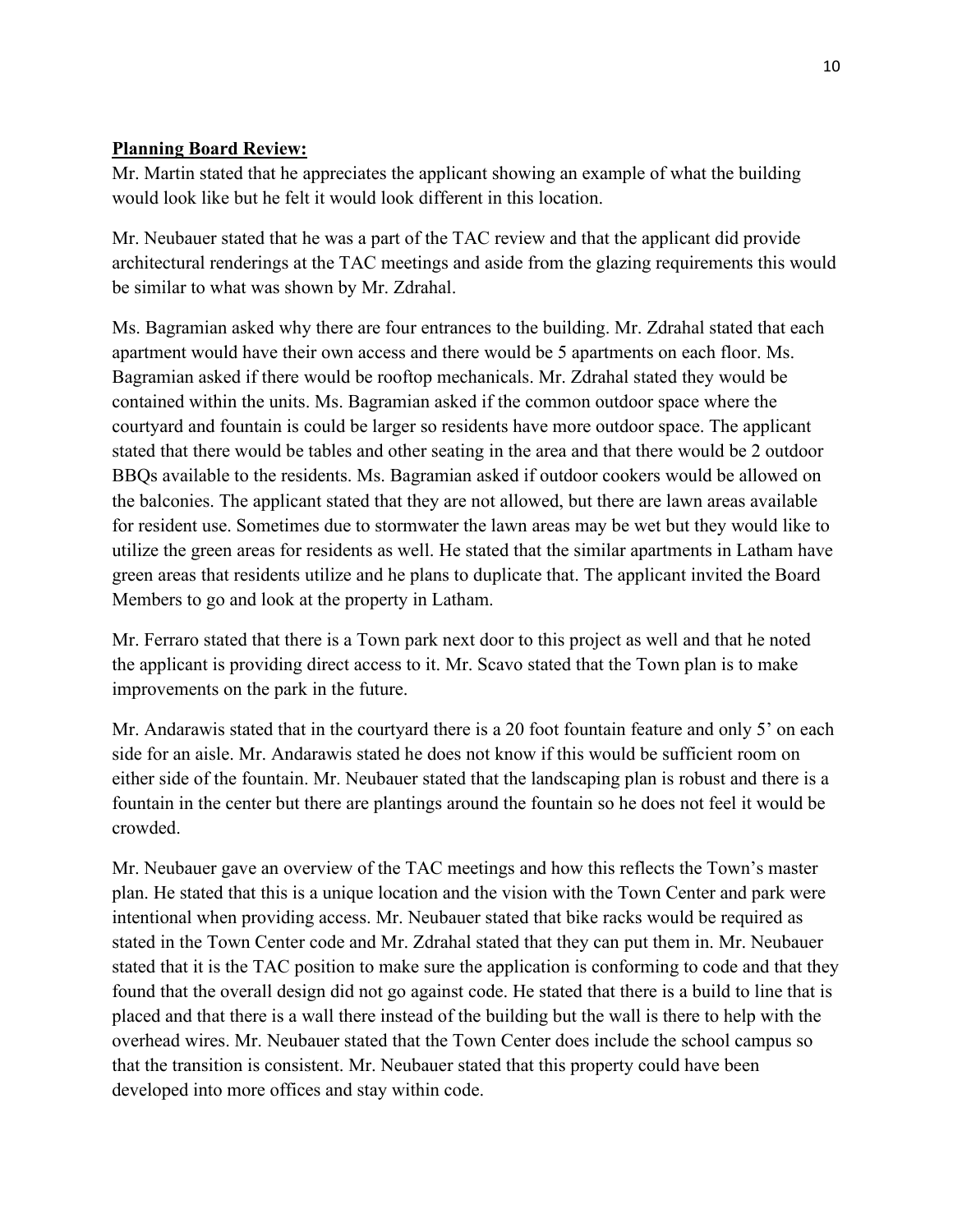**Planning Board Review:**

Mr. Martin stated that he appreciates the applicant showing an example of what the building would look like but he felt it would look different in this location.

Mr. Neubauer stated that he was a part of the TAC review and that the applicant did provide architectural renderings at the TAC meetings and aside from the glazing requirements this would be similar to what was shown by Mr. Zdrahal.

Ms. Bagramian asked why there are four entrances to the building. Mr. Zdrahal stated that each apartment would have their own access and there would be 5 apartments on each floor. Ms. Bagramian asked if there would be rooftop mechanicals. Mr. Zdrahal stated they would be contained within the units. Ms. Bagramian asked if the common outdoor space where the courtyard and fountain is could be larger so residents have more outdoor space. The applicant stated that there would be tables and other seating in the area and that there would be 2 outdoor BBQs available to the residents. Ms. Bagramian asked if outdoor cookers would be allowed on the balconies. The applicant stated that they are not allowed, but there are lawn areas available for resident use. Sometimes due to stormwater the lawn areas may be wet but they would like to utilize the green areas for residents as well. He stated that the similar apartments in Latham have green areas that residents utilize and he plans to duplicate that. The applicant invited the Board Members to go and look at the property in Latham.

Mr. Ferraro stated that there is a Town park next door to this project as well and that he noted the applicant is providing direct access to it. Mr. Scavo stated that the Town plan is to make improvements on the park in the future.

Mr. Andarawis stated that in the courtyard there is a 20 foot fountain feature and only 5' on each side for an aisle. Mr. Andarawis stated he does not know if this would be sufficient room on either side of the fountain. Mr. Neubauer stated that the landscaping plan is robust and there is a fountain in the center but there are plantings around the fountain so he does not feel it would be crowded.

Mr. Neubauer gave an overview of the TAC meetings and how this reflects the Town's master plan. He stated that this is a unique location and the vision with the Town Center and park were intentional when providing access. Mr. Neubauer stated that bike racks would be required as stated in the Town Center code and Mr. Zdrahal stated that they can put them in. Mr. Neubauer stated that it is the TAC position to make sure the application is conforming to code and that they found that the overall design did not go against code. He stated that there is a build to line that is placed and that there is a wall there instead of the building but the wall is there to help with the overhead wires. Mr. Neubauer stated that the Town Center does include the school campus so that the transition is consistent. Mr. Neubauer stated that this property could have been developed into more offices and stay within code.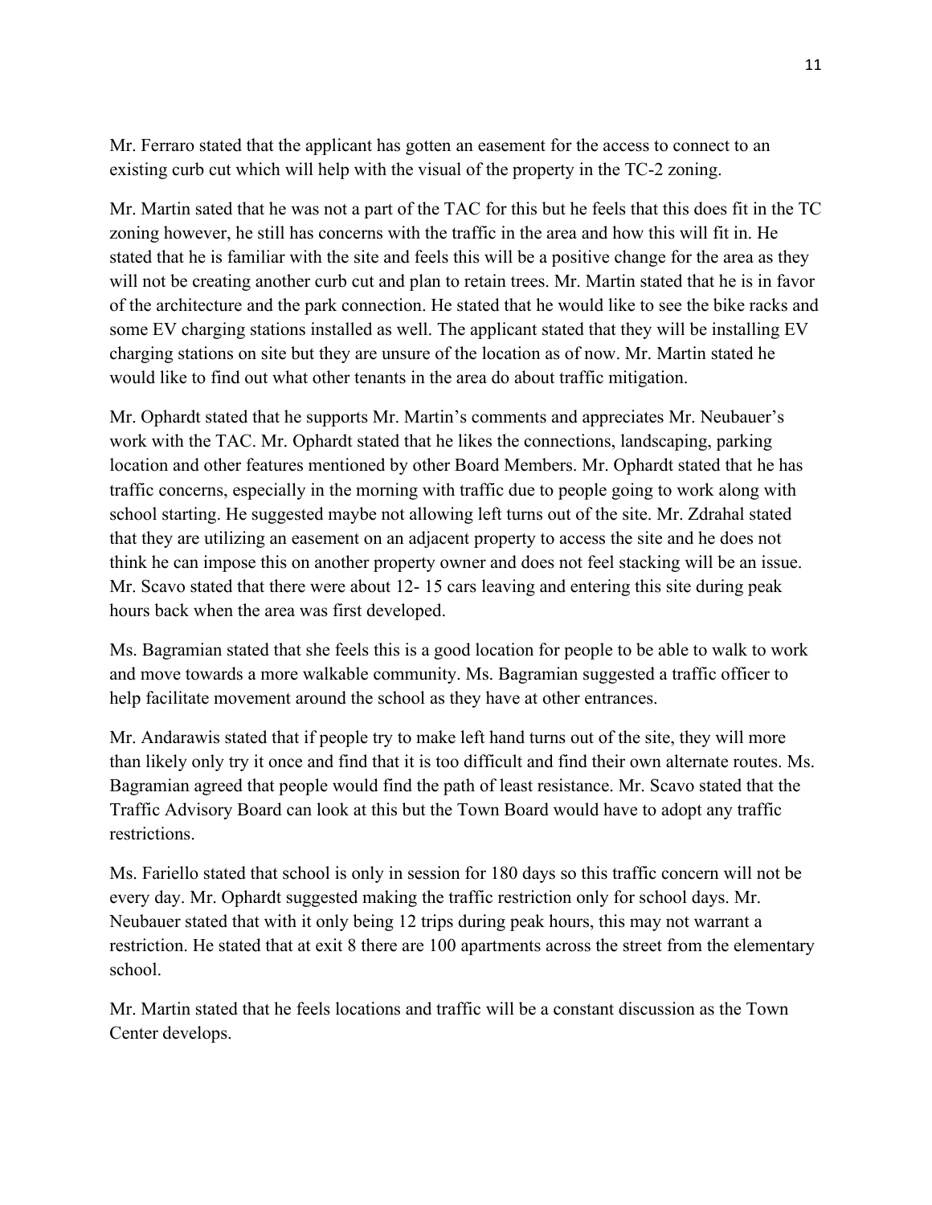Mr. Ferraro stated that the applicant has gotten an easement for the access to connect to an existing curb cut which will help with the visual of the property in the TC-2 zoning.

Mr. Martin sated that he was not a part of the TAC for this but he feels that this does fit in the TC zoning however, he still has concerns with the traffic in the area and how this will fit in. He stated that he is familiar with the site and feels this will be a positive change for the area as they will not be creating another curb cut and plan to retain trees. Mr. Martin stated that he is in favor of the architecture and the park connection. He stated that he would like to see the bike racks and some EV charging stations installed as well. The applicant stated that they will be installing EV charging stations on site but they are unsure of the location as of now. Mr. Martin stated he would like to find out what other tenants in the area do about traffic mitigation.

Mr. Ophardt stated that he supports Mr. Martin's comments and appreciates Mr. Neubauer's work with the TAC. Mr. Ophardt stated that he likes the connections, landscaping, parking location and other features mentioned by other Board Members. Mr. Ophardt stated that he has traffic concerns, especially in the morning with traffic due to people going to work along with school starting. He suggested maybe not allowing left turns out of the site. Mr. Zdrahal stated that they are utilizing an easement on an adjacent property to access the site and he does not think he can impose this on another property owner and does not feel stacking will be an issue. Mr. Scavo stated that there were about 12- 15 cars leaving and entering this site during peak hours back when the area was first developed.

Ms. Bagramian stated that she feels this is a good location for people to be able to walk to work and move towards a more walkable community. Ms. Bagramian suggested a traffic officer to help facilitate movement around the school as they have at other entrances.

Mr. Andarawis stated that if people try to make left hand turns out of the site, they will more than likely only try it once and find that it is too difficult and find their own alternate routes. Ms. Bagramian agreed that people would find the path of least resistance. Mr. Scavo stated that the Traffic Advisory Board can look at this but the Town Board would have to adopt any traffic restrictions.

Ms. Fariello stated that school is only in session for 180 days so this traffic concern will not be every day. Mr. Ophardt suggested making the traffic restriction only for school days. Mr. Neubauer stated that with it only being 12 trips during peak hours, this may not warrant a restriction. He stated that at exit 8 there are 100 apartments across the street from the elementary school.

Mr. Martin stated that he feels locations and traffic will be a constant discussion as the Town Center develops.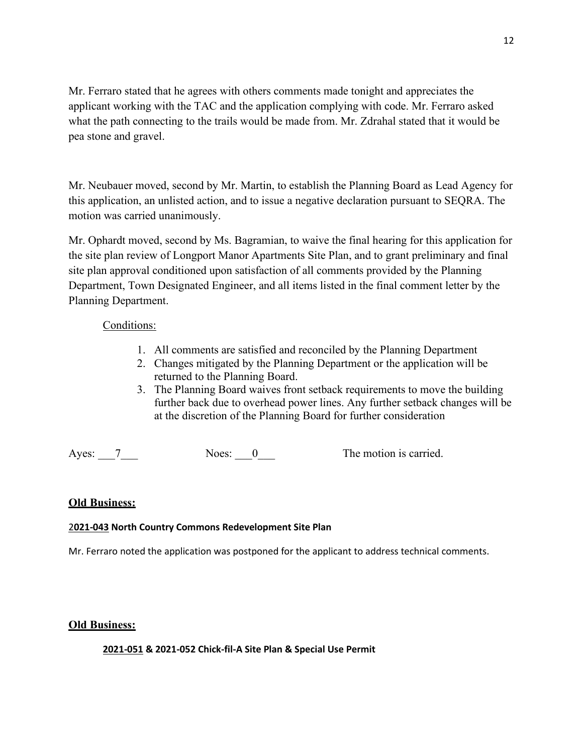Mr. Ferraro stated that he agrees with others comments made tonight and appreciates the applicant working with the TAC and the application complying with code. Mr. Ferraro asked what the path connecting to the trails would be made from. Mr. Zdrahal stated that it would be pea stone and gravel.

Mr. Neubauer moved, second by Mr. Martin, to establish the Planning Board as Lead Agency for this application, an unlisted action, and to issue a negative declaration pursuant to SEQRA. The motion was carried unanimously.

Mr. Ophardt moved, second by Ms. Bagramian, to waive the final hearing for this application for the site plan review of Longport Manor Apartments Site Plan, and to grant preliminary and final site plan approval conditioned upon satisfaction of all comments provided by the Planning Department, Town Designated Engineer, and all items listed in the final comment letter by the Planning Department.

Conditions:

1. All comments are satisfied and reconciled by the Planning Department
2. Changes mitigated by the Planning Department or the application will be returned to the Planning Board.
3. The Planning Board waives front setback requirements to move the building further back due to overhead power lines. Any further setback changes will be at the discretion of the Planning Board for further consideration

Ayes: ___7___ Noes: ___0___ The motion is carried.

**Old Business:**

**2021-043 North Country Commons Redevelopment Site Plan**

Mr. Ferraro noted the application was postponed for the applicant to address technical comments.

**Old Business:**

**2021-051 & 2021-052 Chick-fil-A Site Plan & Special Use Permit**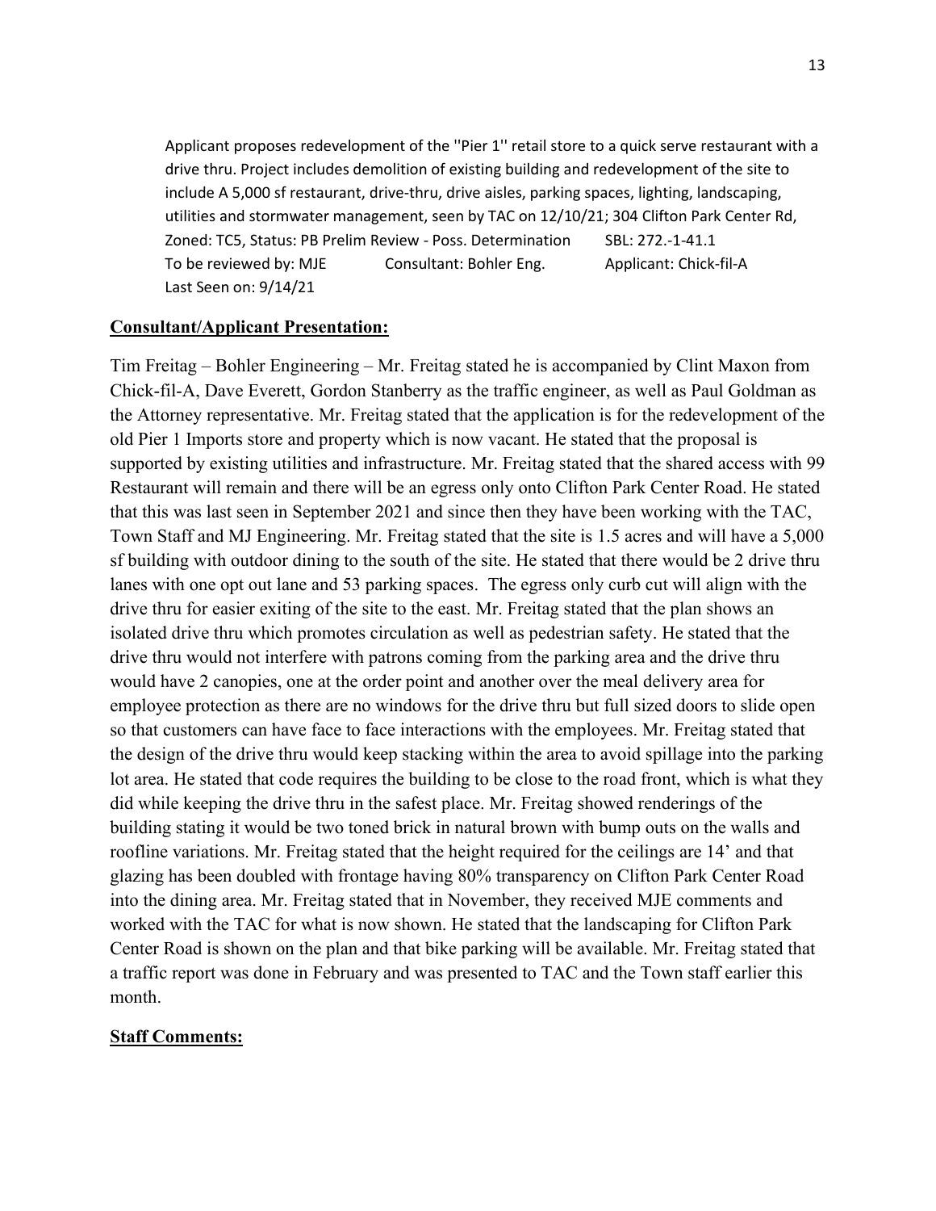Applicant proposes redevelopment of the ''Pier 1'' retail store to a quick serve restaurant with a drive thru. Project includes demolition of existing building and redevelopment of the site to include A 5,000 sf restaurant, drive-thru, drive aisles, parking spaces, lighting, landscaping, utilities and stormwater management, seen by TAC on 12/10/21; 304 Clifton Park Center Rd, Zoned: TC5, Status: PB Prelim Review - Poss. Determination SBL: 272.-1-41.1
To be reviewed by: MJE Consultant: Bohler Eng. Applicant: Chick-fil-A
Last Seen on: 9/14/21

**Consultant/Applicant Presentation:**

Tim Freitag – Bohler Engineering – Mr. Freitag stated he is accompanied by Clint Maxon from Chick-fil-A, Dave Everett, Gordon Stanberry as the traffic engineer, as well as Paul Goldman as the Attorney representative. Mr. Freitag stated that the application is for the redevelopment of the old Pier 1 Imports store and property which is now vacant. He stated that the proposal is supported by existing utilities and infrastructure. Mr. Freitag stated that the shared access with 99 Restaurant will remain and there will be an egress only onto Clifton Park Center Road. He stated that this was last seen in September 2021 and since then they have been working with the TAC, Town Staff and MJ Engineering. Mr. Freitag stated that the site is 1.5 acres and will have a 5,000 sf building with outdoor dining to the south of the site. He stated that there would be 2 drive thru lanes with one opt out lane and 53 parking spaces. The egress only curb cut will align with the drive thru for easier exiting of the site to the east. Mr. Freitag stated that the plan shows an isolated drive thru which promotes circulation as well as pedestrian safety. He stated that the drive thru would not interfere with patrons coming from the parking area and the drive thru would have 2 canopies, one at the order point and another over the meal delivery area for employee protection as there are no windows for the drive thru but full sized doors to slide open so that customers can have face to face interactions with the employees. Mr. Freitag stated that the design of the drive thru would keep stacking within the area to avoid spillage into the parking lot area. He stated that code requires the building to be close to the road front, which is what they did while keeping the drive thru in the safest place. Mr. Freitag showed renderings of the building stating it would be two toned brick in natural brown with bump outs on the walls and roofline variations. Mr. Freitag stated that the height required for the ceilings are 14' and that glazing has been doubled with frontage having 80% transparency on Clifton Park Center Road into the dining area. Mr. Freitag stated that in November, they received MJE comments and worked with the TAC for what is now shown. He stated that the landscaping for Clifton Park Center Road is shown on the plan and that bike parking will be available. Mr. Freitag stated that a traffic report was done in February and was presented to TAC and the Town staff earlier this month.

**Staff Comments:**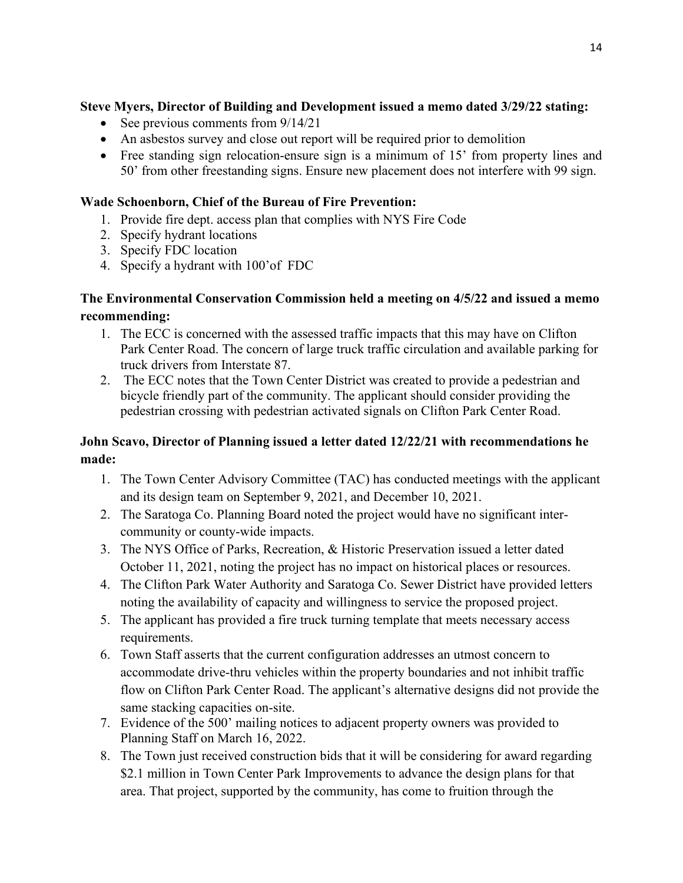**Steve Myers, Director of Building and Development issued a memo dated 3/29/22 stating:**

- See previous comments from 9/14/21
- An asbestos survey and close out report will be required prior to demolition
- Free standing sign relocation-ensure sign is a minimum of 15' from property lines and 50' from other freestanding signs. Ensure new placement does not interfere with 99 sign.

**Wade Schoenborn, Chief of the Bureau of Fire Prevention:**

1. Provide fire dept. access plan that complies with NYS Fire Code
2. Specify hydrant locations
3. Specify FDC location
4. Specify a hydrant with 100'of FDC

**The Environmental Conservation Commission held a meeting on 4/5/22 and issued a memo recommending:**

1. The ECC is concerned with the assessed traffic impacts that this may have on Clifton Park Center Road. The concern of large truck traffic circulation and available parking for truck drivers from Interstate 87.
2. The ECC notes that the Town Center District was created to provide a pedestrian and bicycle friendly part of the community. The applicant should consider providing the pedestrian crossing with pedestrian activated signals on Clifton Park Center Road.

**John Scavo, Director of Planning issued a letter dated 12/22/21 with recommendations he made:**

1. The Town Center Advisory Committee (TAC) has conducted meetings with the applicant and its design team on September 9, 2021, and December 10, 2021.
2. The Saratoga Co. Planning Board noted the project would have no significant inter-community or county-wide impacts.
3. The NYS Office of Parks, Recreation, & Historic Preservation issued a letter dated October 11, 2021, noting the project has no impact on historical places or resources.
4. The Clifton Park Water Authority and Saratoga Co. Sewer District have provided letters noting the availability of capacity and willingness to service the proposed project.
5. The applicant has provided a fire truck turning template that meets necessary access requirements.
6. Town Staff asserts that the current configuration addresses an utmost concern to accommodate drive-thru vehicles within the property boundaries and not inhibit traffic flow on Clifton Park Center Road. The applicant's alternative designs did not provide the same stacking capacities on-site.
7. Evidence of the 500' mailing notices to adjacent property owners was provided to Planning Staff on March 16, 2022.
8. The Town just received construction bids that it will be considering for award regarding $2.1 million in Town Center Park Improvements to advance the design plans for that area. That project, supported by the community, has come to fruition through the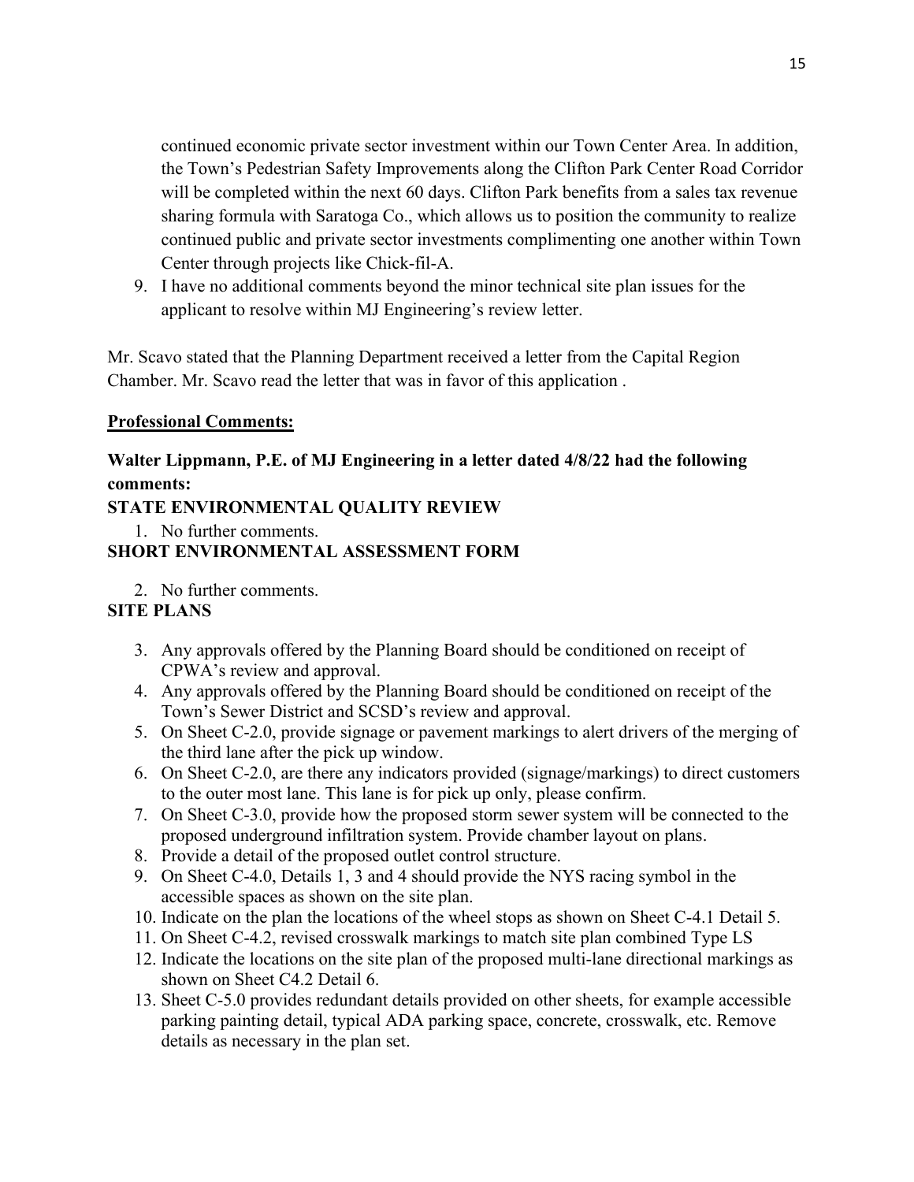continued economic private sector investment within our Town Center Area. In addition, the Town's Pedestrian Safety Improvements along the Clifton Park Center Road Corridor will be completed within the next 60 days. Clifton Park benefits from a sales tax revenue sharing formula with Saratoga Co., which allows us to position the community to realize continued public and private sector investments complimenting one another within Town Center through projects like Chick-fil-A.

9. I have no additional comments beyond the minor technical site plan issues for the applicant to resolve within MJ Engineering's review letter.

Mr. Scavo stated that the Planning Department received a letter from the Capital Region Chamber. Mr. Scavo read the letter that was in favor of this application .

**Professional Comments:**

**Walter Lippmann, P.E. of MJ Engineering in a letter dated 4/8/22 had the following comments:**

**STATE ENVIRONMENTAL QUALITY REVIEW**

1. No further comments.

**SHORT ENVIRONMENTAL ASSESSMENT FORM**

2. No further comments.

**SITE PLANS**

3. Any approvals offered by the Planning Board should be conditioned on receipt of CPWA's review and approval.
4. Any approvals offered by the Planning Board should be conditioned on receipt of the Town's Sewer District and SCSD's review and approval.
5. On Sheet C-2.0, provide signage or pavement markings to alert drivers of the merging of the third lane after the pick up window.
6. On Sheet C-2.0, are there any indicators provided (signage/markings) to direct customers to the outer most lane. This lane is for pick up only, please confirm.
7. On Sheet C-3.0, provide how the proposed storm sewer system will be connected to the proposed underground infiltration system. Provide chamber layout on plans.
8. Provide a detail of the proposed outlet control structure.
9. On Sheet C-4.0, Details 1, 3 and 4 should provide the NYS racing symbol in the accessible spaces as shown on the site plan.
10. Indicate on the plan the locations of the wheel stops as shown on Sheet C-4.1 Detail 5.
11. On Sheet C-4.2, revised crosswalk markings to match site plan combined Type LS
12. Indicate the locations on the site plan of the proposed multi-lane directional markings as shown on Sheet C4.2 Detail 6.
13. Sheet C-5.0 provides redundant details provided on other sheets, for example accessible parking painting detail, typical ADA parking space, concrete, crosswalk, etc. Remove details as necessary in the plan set.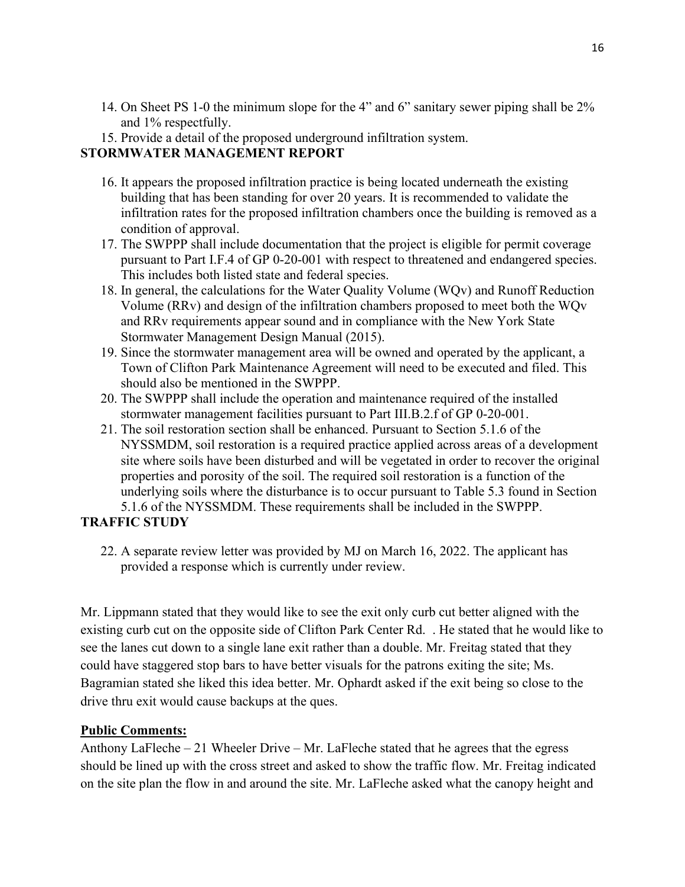14. On Sheet PS 1-0 the minimum slope for the 4" and 6" sanitary sewer piping shall be 2% and 1% respectfully.
15. Provide a detail of the proposed underground infiltration system.

**STORMWATER MANAGEMENT REPORT**

16. It appears the proposed infiltration practice is being located underneath the existing building that has been standing for over 20 years. It is recommended to validate the infiltration rates for the proposed infiltration chambers once the building is removed as a condition of approval.
17. The SWPPP shall include documentation that the project is eligible for permit coverage pursuant to Part I.F.4 of GP 0-20-001 with respect to threatened and endangered species. This includes both listed state and federal species.
18. In general, the calculations for the Water Quality Volume (WQv) and Runoff Reduction Volume (RRv) and design of the infiltration chambers proposed to meet both the WQv and RRv requirements appear sound and in compliance with the New York State Stormwater Management Design Manual (2015).
19. Since the stormwater management area will be owned and operated by the applicant, a Town of Clifton Park Maintenance Agreement will need to be executed and filed. This should also be mentioned in the SWPPP.
20. The SWPPP shall include the operation and maintenance required of the installed stormwater management facilities pursuant to Part III.B.2.f of GP 0-20-001.
21. The soil restoration section shall be enhanced. Pursuant to Section 5.1.6 of the NYSSMDM, soil restoration is a required practice applied across areas of a development site where soils have been disturbed and will be vegetated in order to recover the original properties and porosity of the soil. The required soil restoration is a function of the underlying soils where the disturbance is to occur pursuant to Table 5.3 found in Section 5.1.6 of the NYSSMDM. These requirements shall be included in the SWPPP.

**TRAFFIC STUDY**

22. A separate review letter was provided by MJ on March 16, 2022. The applicant has provided a response which is currently under review.

Mr. Lippmann stated that they would like to see the exit only curb cut better aligned with the existing curb cut on the opposite side of Clifton Park Center Rd. . He stated that he would like to see the lanes cut down to a single lane exit rather than a double. Mr. Freitag stated that they could have staggered stop bars to have better visuals for the patrons exiting the site; Ms. Bagramian stated she liked this idea better. Mr. Ophardt asked if the exit being so close to the drive thru exit would cause backups at the ques.

**Public Comments:**

Anthony LaFleche – 21 Wheeler Drive – Mr. LaFleche stated that he agrees that the egress should be lined up with the cross street and asked to show the traffic flow. Mr. Freitag indicated on the site plan the flow in and around the site. Mr. LaFleche asked what the canopy height and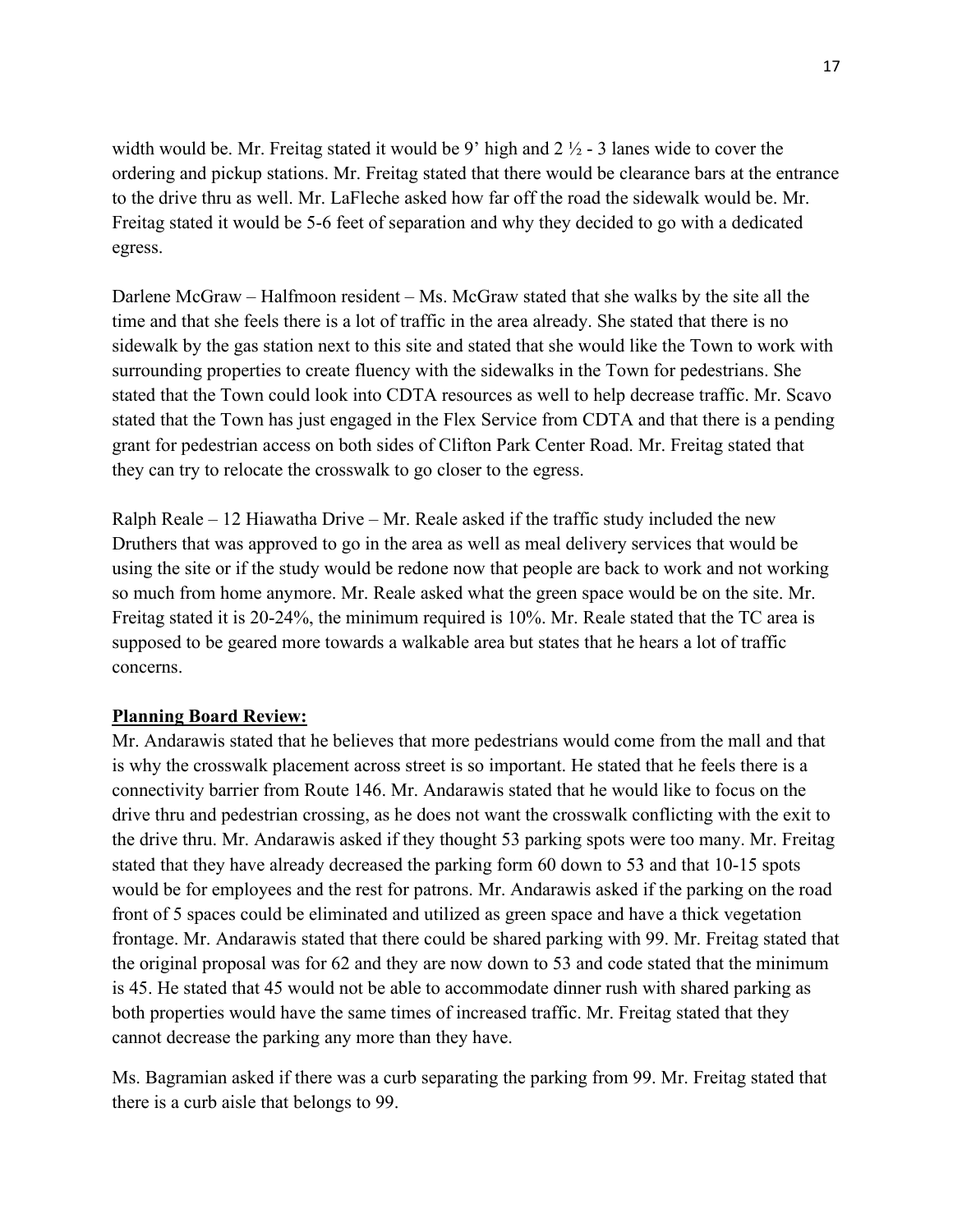width would be. Mr. Freitag stated it would be 9' high and 2 ½ - 3 lanes wide to cover the ordering and pickup stations. Mr. Freitag stated that there would be clearance bars at the entrance to the drive thru as well. Mr. LaFleche asked how far off the road the sidewalk would be. Mr. Freitag stated it would be 5-6 feet of separation and why they decided to go with a dedicated egress.

Darlene McGraw – Halfmoon resident – Ms. McGraw stated that she walks by the site all the time and that she feels there is a lot of traffic in the area already. She stated that there is no sidewalk by the gas station next to this site and stated that she would like the Town to work with surrounding properties to create fluency with the sidewalks in the Town for pedestrians. She stated that the Town could look into CDTA resources as well to help decrease traffic. Mr. Scavo stated that the Town has just engaged in the Flex Service from CDTA and that there is a pending grant for pedestrian access on both sides of Clifton Park Center Road. Mr. Freitag stated that they can try to relocate the crosswalk to go closer to the egress.

Ralph Reale – 12 Hiawatha Drive – Mr. Reale asked if the traffic study included the new Druthers that was approved to go in the area as well as meal delivery services that would be using the site or if the study would be redone now that people are back to work and not working so much from home anymore. Mr. Reale asked what the green space would be on the site. Mr. Freitag stated it is 20-24%, the minimum required is 10%. Mr. Reale stated that the TC area is supposed to be geared more towards a walkable area but states that he hears a lot of traffic concerns.

**Planning Board Review:**

Mr. Andarawis stated that he believes that more pedestrians would come from the mall and that is why the crosswalk placement across street is so important. He stated that he feels there is a connectivity barrier from Route 146. Mr. Andarawis stated that he would like to focus on the drive thru and pedestrian crossing, as he does not want the crosswalk conflicting with the exit to the drive thru. Mr. Andarawis asked if they thought 53 parking spots were too many. Mr. Freitag stated that they have already decreased the parking form 60 down to 53 and that 10-15 spots would be for employees and the rest for patrons. Mr. Andarawis asked if the parking on the road front of 5 spaces could be eliminated and utilized as green space and have a thick vegetation frontage. Mr. Andarawis stated that there could be shared parking with 99. Mr. Freitag stated that the original proposal was for 62 and they are now down to 53 and code stated that the minimum is 45. He stated that 45 would not be able to accommodate dinner rush with shared parking as both properties would have the same times of increased traffic. Mr. Freitag stated that they cannot decrease the parking any more than they have.

Ms. Bagramian asked if there was a curb separating the parking from 99. Mr. Freitag stated that there is a curb aisle that belongs to 99.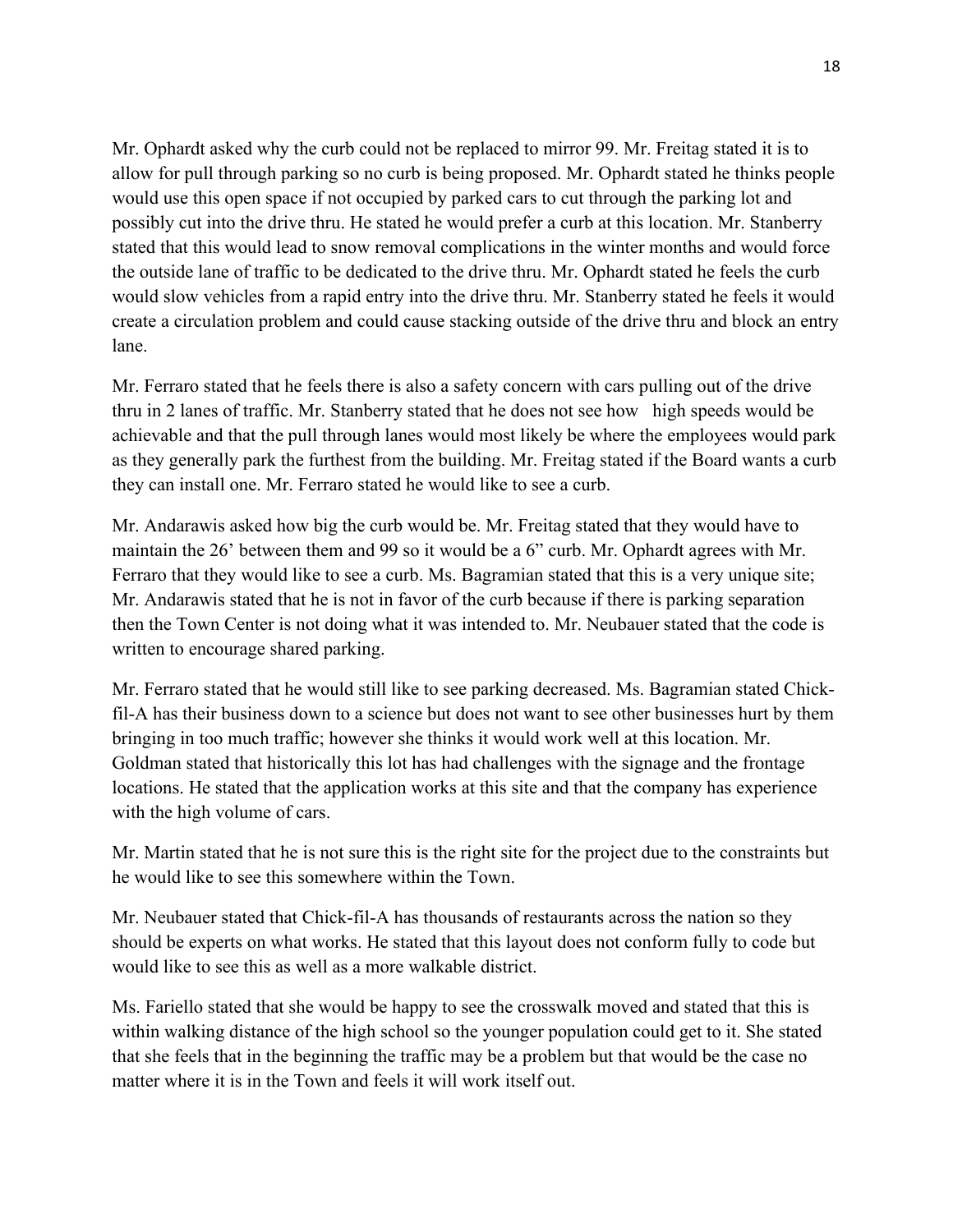Mr. Ophardt asked why the curb could not be replaced to mirror 99. Mr. Freitag stated it is to allow for pull through parking so no curb is being proposed. Mr. Ophardt stated he thinks people would use this open space if not occupied by parked cars to cut through the parking lot and possibly cut into the drive thru. He stated he would prefer a curb at this location. Mr. Stanberry stated that this would lead to snow removal complications in the winter months and would force the outside lane of traffic to be dedicated to the drive thru. Mr. Ophardt stated he feels the curb would slow vehicles from a rapid entry into the drive thru. Mr. Stanberry stated he feels it would create a circulation problem and could cause stacking outside of the drive thru and block an entry lane.

Mr. Ferraro stated that he feels there is also a safety concern with cars pulling out of the drive thru in 2 lanes of traffic. Mr. Stanberry stated that he does not see how high speeds would be achievable and that the pull through lanes would most likely be where the employees would park as they generally park the furthest from the building. Mr. Freitag stated if the Board wants a curb they can install one. Mr. Ferraro stated he would like to see a curb.

Mr. Andarawis asked how big the curb would be. Mr. Freitag stated that they would have to maintain the 26' between them and 99 so it would be a 6" curb. Mr. Ophardt agrees with Mr. Ferraro that they would like to see a curb. Ms. Bagramian stated that this is a very unique site; Mr. Andarawis stated that he is not in favor of the curb because if there is parking separation then the Town Center is not doing what it was intended to. Mr. Neubauer stated that the code is written to encourage shared parking.

Mr. Ferraro stated that he would still like to see parking decreased. Ms. Bagramian stated Chick-fil-A has their business down to a science but does not want to see other businesses hurt by them bringing in too much traffic; however she thinks it would work well at this location. Mr. Goldman stated that historically this lot has had challenges with the signage and the frontage locations. He stated that the application works at this site and that the company has experience with the high volume of cars.

Mr. Martin stated that he is not sure this is the right site for the project due to the constraints but he would like to see this somewhere within the Town.

Mr. Neubauer stated that Chick-fil-A has thousands of restaurants across the nation so they should be experts on what works. He stated that this layout does not conform fully to code but would like to see this as well as a more walkable district.

Ms. Fariello stated that she would be happy to see the crosswalk moved and stated that this is within walking distance of the high school so the younger population could get to it. She stated that she feels that in the beginning the traffic may be a problem but that would be the case no matter where it is in the Town and feels it will work itself out.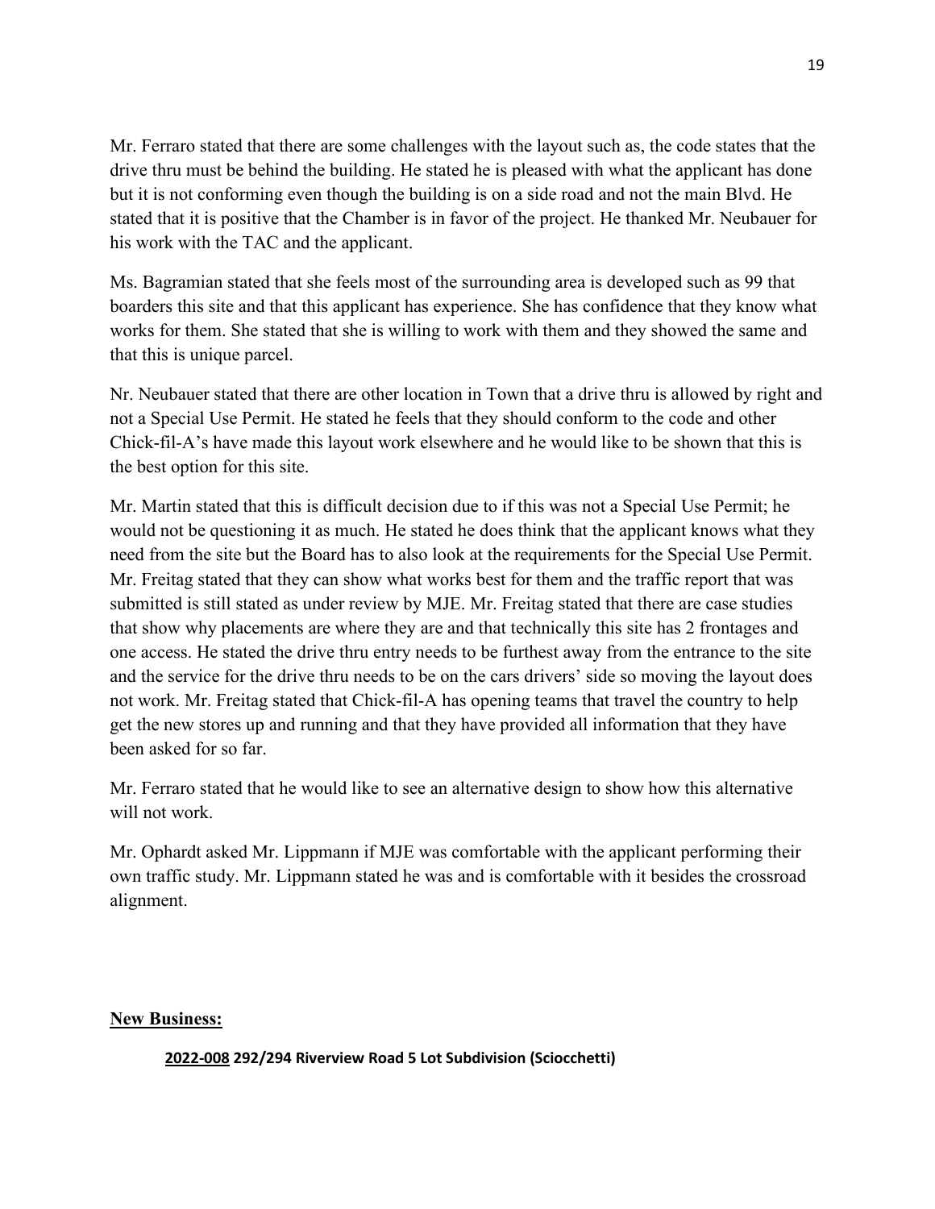Mr. Ferraro stated that there are some challenges with the layout such as, the code states that the drive thru must be behind the building. He stated he is pleased with what the applicant has done but it is not conforming even though the building is on a side road and not the main Blvd. He stated that it is positive that the Chamber is in favor of the project. He thanked Mr. Neubauer for his work with the TAC and the applicant.

Ms. Bagramian stated that she feels most of the surrounding area is developed such as 99 that boarders this site and that this applicant has experience. She has confidence that they know what works for them. She stated that she is willing to work with them and they showed the same and that this is unique parcel.

Nr. Neubauer stated that there are other location in Town that a drive thru is allowed by right and not a Special Use Permit. He stated he feels that they should conform to the code and other Chick-fil-A's have made this layout work elsewhere and he would like to be shown that this is the best option for this site.

Mr. Martin stated that this is difficult decision due to if this was not a Special Use Permit; he would not be questioning it as much. He stated he does think that the applicant knows what they need from the site but the Board has to also look at the requirements for the Special Use Permit. Mr. Freitag stated that they can show what works best for them and the traffic report that was submitted is still stated as under review by MJE. Mr. Freitag stated that there are case studies that show why placements are where they are and that technically this site has 2 frontages and one access. He stated the drive thru entry needs to be furthest away from the entrance to the site and the service for the drive thru needs to be on the cars drivers' side so moving the layout does not work. Mr. Freitag stated that Chick-fil-A has opening teams that travel the country to help get the new stores up and running and that they have provided all information that they have been asked for so far.

Mr. Ferraro stated that he would like to see an alternative design to show how this alternative will not work.

Mr. Ophardt asked Mr. Lippmann if MJE was comfortable with the applicant performing their own traffic study. Mr. Lippmann stated he was and is comfortable with it besides the crossroad alignment.

## New Business:

**2022-008 292/294 Riverview Road 5 Lot Subdivision (Sciocchetti)**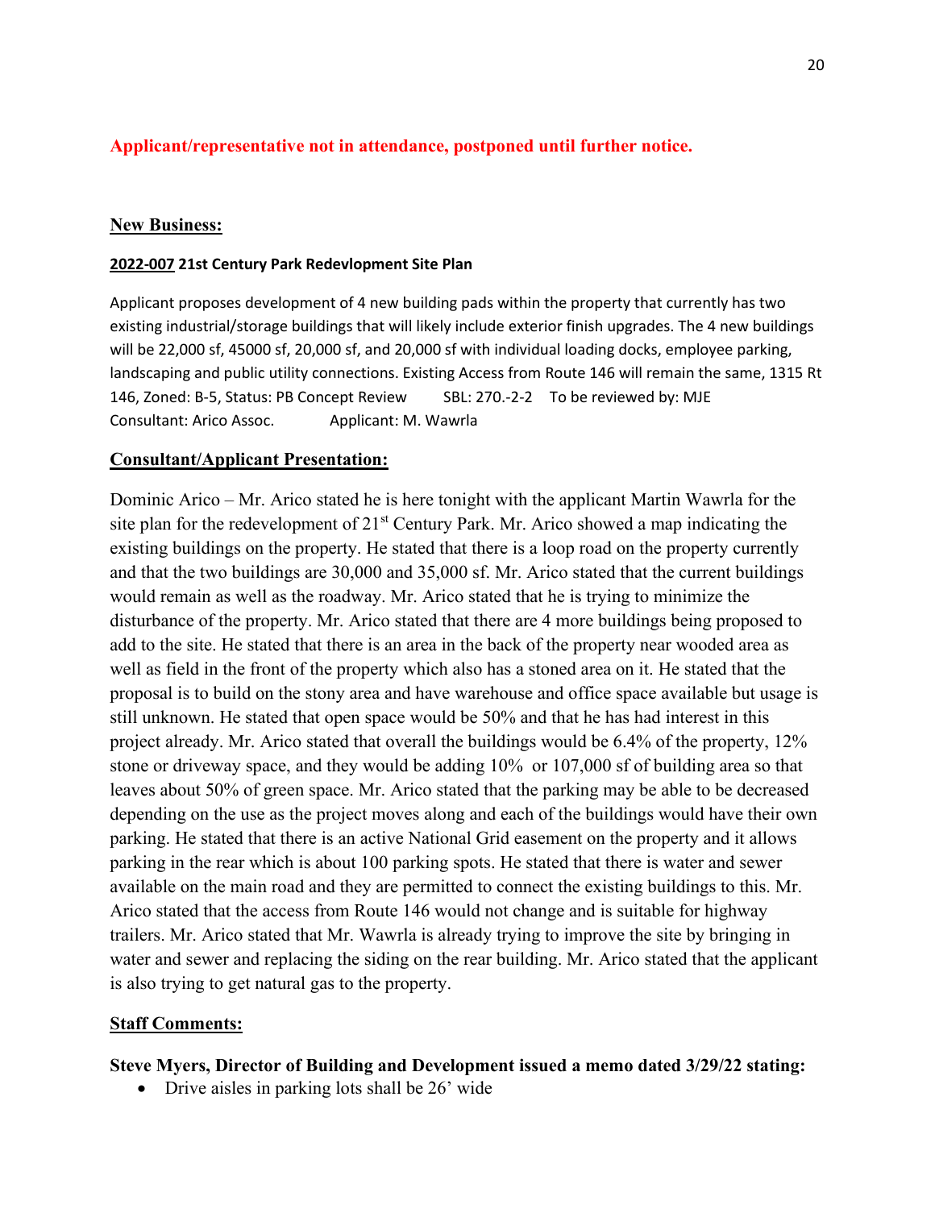**Applicant/representative not in attendance, postponed until further notice.**

**New Business:**

**2022-007 21st Century Park Redevlopment Site Plan**

Applicant proposes development of 4 new building pads within the property that currently has two existing industrial/storage buildings that will likely include exterior finish upgrades. The 4 new buildings will be 22,000 sf, 45000 sf, 20,000 sf, and 20,000 sf with individual loading docks, employee parking, landscaping and public utility connections. Existing Access from Route 146 will remain the same, 1315 Rt 146, Zoned: B-5, Status: PB Concept Review SBL: 270.-2-2 To be reviewed by: MJE
Consultant: Arico Assoc. Applicant: M. Wawrla

**Consultant/Applicant Presentation:**

Dominic Arico – Mr. Arico stated he is here tonight with the applicant Martin Wawrla for the site plan for the redevelopment of 21st Century Park. Mr. Arico showed a map indicating the existing buildings on the property. He stated that there is a loop road on the property currently and that the two buildings are 30,000 and 35,000 sf. Mr. Arico stated that the current buildings would remain as well as the roadway. Mr. Arico stated that he is trying to minimize the disturbance of the property. Mr. Arico stated that there are 4 more buildings being proposed to add to the site. He stated that there is an area in the back of the property near wooded area as well as field in the front of the property which also has a stoned area on it. He stated that the proposal is to build on the stony area and have warehouse and office space available but usage is still unknown. He stated that open space would be 50% and that he has had interest in this project already. Mr. Arico stated that overall the buildings would be 6.4% of the property, 12% stone or driveway space, and they would be adding 10% or 107,000 sf of building area so that leaves about 50% of green space. Mr. Arico stated that the parking may be able to be decreased depending on the use as the project moves along and each of the buildings would have their own parking. He stated that there is an active National Grid easement on the property and it allows parking in the rear which is about 100 parking spots. He stated that there is water and sewer available on the main road and they are permitted to connect the existing buildings to this. Mr. Arico stated that the access from Route 146 would not change and is suitable for highway trailers. Mr. Arico stated that Mr. Wawrla is already trying to improve the site by bringing in water and sewer and replacing the siding on the rear building. Mr. Arico stated that the applicant is also trying to get natural gas to the property.

**Staff Comments:**

**Steve Myers, Director of Building and Development issued a memo dated 3/29/22 stating:**

- Drive aisles in parking lots shall be 26' wide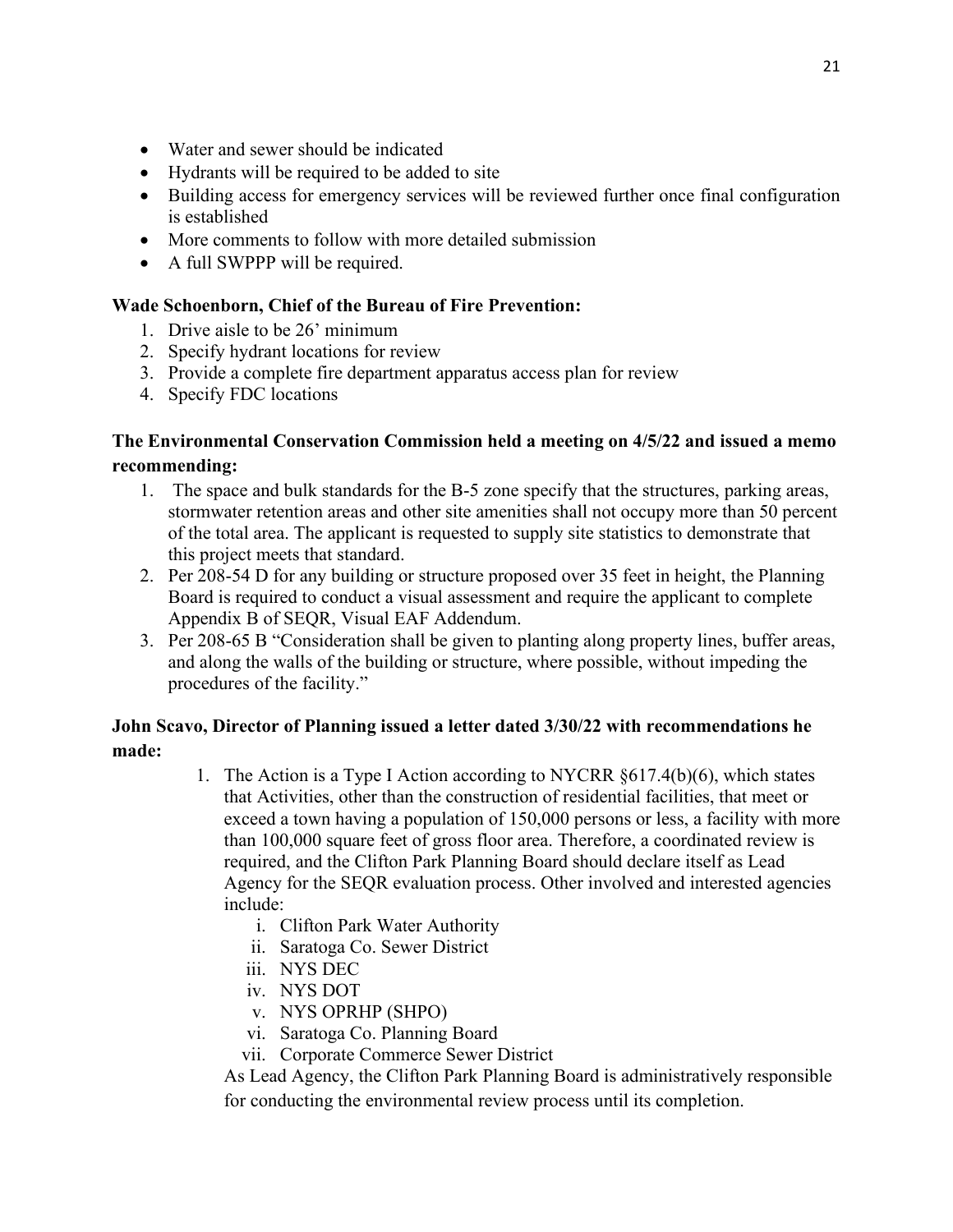- Water and sewer should be indicated
- Hydrants will be required to be added to site
- Building access for emergency services will be reviewed further once final configuration is established
- More comments to follow with more detailed submission
- A full SWPPP will be required.

**Wade Schoenborn, Chief of the Bureau of Fire Prevention:**

1. Drive aisle to be 26' minimum
2. Specify hydrant locations for review
3. Provide a complete fire department apparatus access plan for review
4. Specify FDC locations

**The Environmental Conservation Commission held a meeting on 4/5/22 and issued a memo recommending:**

1. The space and bulk standards for the B-5 zone specify that the structures, parking areas, stormwater retention areas and other site amenities shall not occupy more than 50 percent of the total area. The applicant is requested to supply site statistics to demonstrate that this project meets that standard.
2. Per 208-54 D for any building or structure proposed over 35 feet in height, the Planning Board is required to conduct a visual assessment and require the applicant to complete Appendix B of SEQR, Visual EAF Addendum.
3. Per 208-65 B "Consideration shall be given to planting along property lines, buffer areas, and along the walls of the building or structure, where possible, without impeding the procedures of the facility."

**John Scavo, Director of Planning issued a letter dated 3/30/22 with recommendations he made:**

1. The Action is a Type I Action according to NYCRR §617.4(b)(6), which states that Activities, other than the construction of residential facilities, that meet or exceed a town having a population of 150,000 persons or less, a facility with more than 100,000 square feet of gross floor area. Therefore, a coordinated review is required, and the Clifton Park Planning Board should declare itself as Lead Agency for the SEQR evaluation process. Other involved and interested agencies include:
    i. Clifton Park Water Authority
    ii. Saratoga Co. Sewer District
    iii. NYS DEC
    iv. NYS DOT
    v. NYS OPRHP (SHPO)
    vi. Saratoga Co. Planning Board
    vii. Corporate Commerce Sewer District

   As Lead Agency, the Clifton Park Planning Board is administratively responsible for conducting the environmental review process until its completion.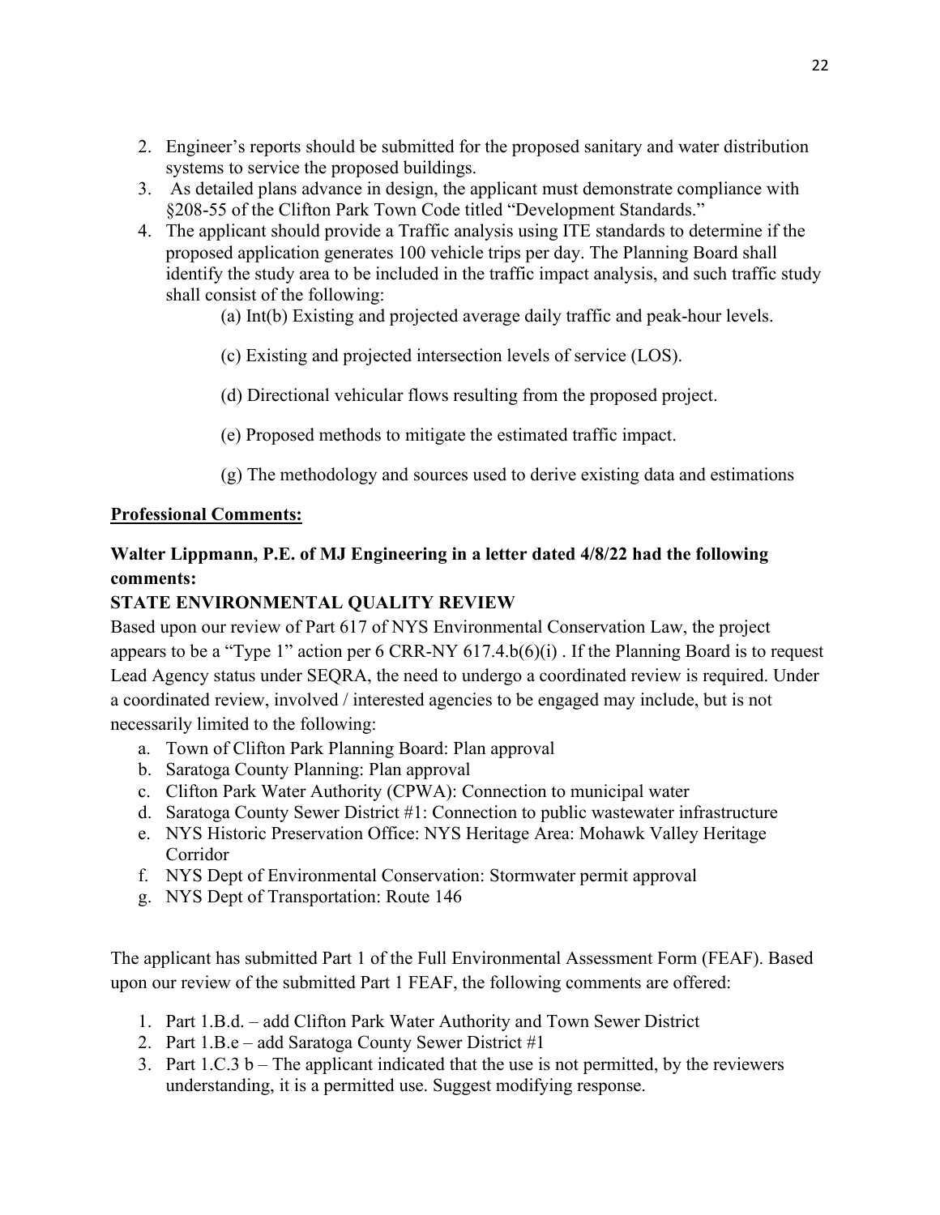2. Engineer's reports should be submitted for the proposed sanitary and water distribution systems to service the proposed buildings.
3. As detailed plans advance in design, the applicant must demonstrate compliance with §208-55 of the Clifton Park Town Code titled "Development Standards."
4. The applicant should provide a Traffic analysis using ITE standards to determine if the proposed application generates 100 vehicle trips per day. The Planning Board shall identify the study area to be included in the traffic impact analysis, and such traffic study shall consist of the following:

    (a) Int(b) Existing and projected average daily traffic and peak-hour levels.

    (c) Existing and projected intersection levels of service (LOS).

    (d) Directional vehicular flows resulting from the proposed project.

    (e) Proposed methods to mitigate the estimated traffic impact.

    (g) The methodology and sources used to derive existing data and estimations

**Professional Comments:**

**Walter Lippmann, P.E. of MJ Engineering in a letter dated 4/8/22 had the following comments:**

**STATE ENVIRONMENTAL QUALITY REVIEW**

Based upon our review of Part 617 of NYS Environmental Conservation Law, the project appears to be a "Type 1" action per 6 CRR-NY 617.4.b(6)(i) . If the Planning Board is to request Lead Agency status under SEQRA, the need to undergo a coordinated review is required. Under a coordinated review, involved / interested agencies to be engaged may include, but is not necessarily limited to the following:

a. Town of Clifton Park Planning Board: Plan approval
b. Saratoga County Planning: Plan approval
c. Clifton Park Water Authority (CPWA): Connection to municipal water
d. Saratoga County Sewer District #1: Connection to public wastewater infrastructure
e. NYS Historic Preservation Office: NYS Heritage Area: Mohawk Valley Heritage Corridor
f. NYS Dept of Environmental Conservation: Stormwater permit approval
g. NYS Dept of Transportation: Route 146

The applicant has submitted Part 1 of the Full Environmental Assessment Form (FEAF). Based upon our review of the submitted Part 1 FEAF, the following comments are offered:

1. Part 1.B.d. – add Clifton Park Water Authority and Town Sewer District
2. Part 1.B.e – add Saratoga County Sewer District #1
3. Part 1.C.3 b – The applicant indicated that the use is not permitted, by the reviewers understanding, it is a permitted use. Suggest modifying response.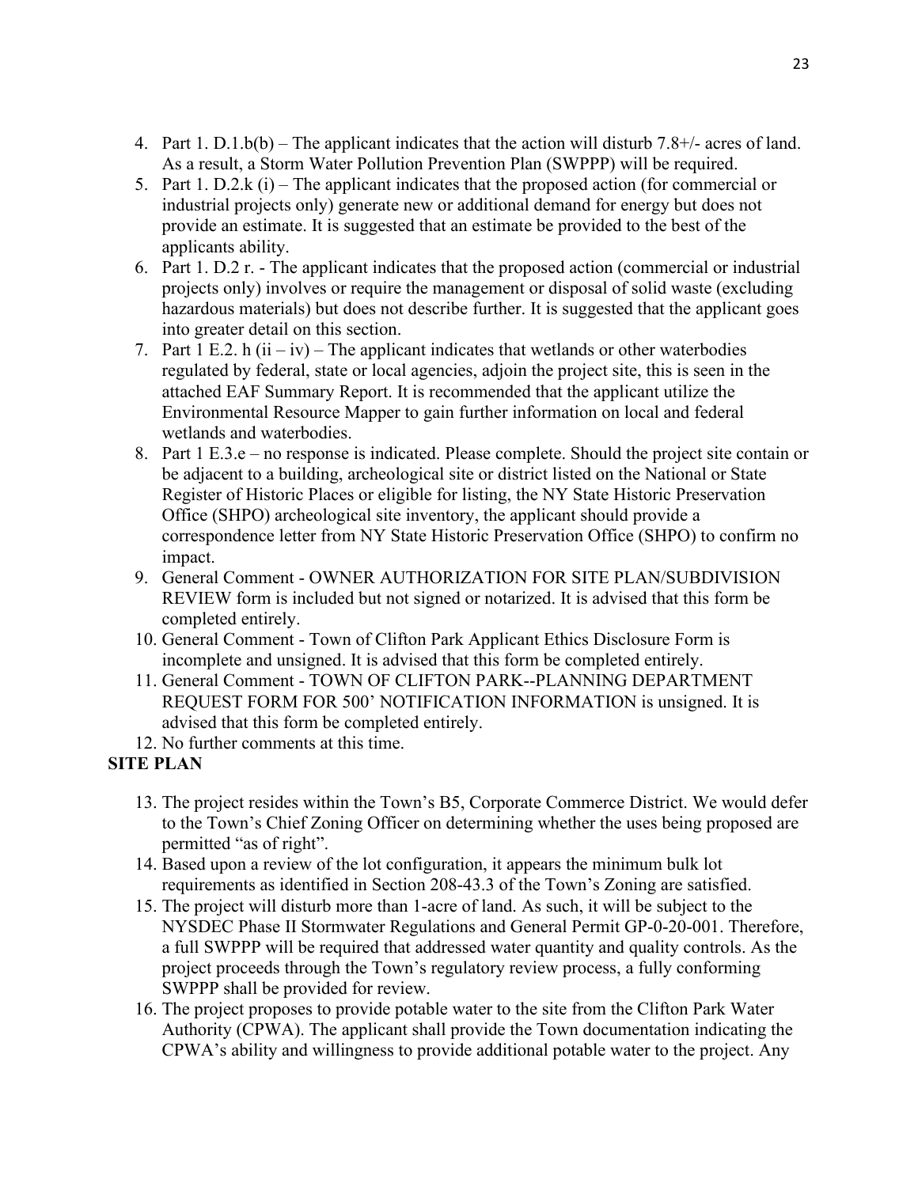4. Part 1. D.1.b(b) – The applicant indicates that the action will disturb 7.8+/- acres of land. As a result, a Storm Water Pollution Prevention Plan (SWPPP) will be required.
5. Part 1. D.2.k (i) – The applicant indicates that the proposed action (for commercial or industrial projects only) generate new or additional demand for energy but does not provide an estimate. It is suggested that an estimate be provided to the best of the applicants ability.
6. Part 1. D.2 r. - The applicant indicates that the proposed action (commercial or industrial projects only) involves or require the management or disposal of solid waste (excluding hazardous materials) but does not describe further. It is suggested that the applicant goes into greater detail on this section.
7. Part 1 E.2. h (ii – iv) – The applicant indicates that wetlands or other waterbodies regulated by federal, state or local agencies, adjoin the project site, this is seen in the attached EAF Summary Report. It is recommended that the applicant utilize the Environmental Resource Mapper to gain further information on local and federal wetlands and waterbodies.
8. Part 1 E.3.e – no response is indicated. Please complete. Should the project site contain or be adjacent to a building, archeological site or district listed on the National or State Register of Historic Places or eligible for listing, the NY State Historic Preservation Office (SHPO) archeological site inventory, the applicant should provide a correspondence letter from NY State Historic Preservation Office (SHPO) to confirm no impact.
9. General Comment - OWNER AUTHORIZATION FOR SITE PLAN/SUBDIVISION REVIEW form is included but not signed or notarized. It is advised that this form be completed entirely.
10. General Comment - Town of Clifton Park Applicant Ethics Disclosure Form is incomplete and unsigned. It is advised that this form be completed entirely.
11. General Comment - TOWN OF CLIFTON PARK--PLANNING DEPARTMENT REQUEST FORM FOR 500' NOTIFICATION INFORMATION is unsigned. It is advised that this form be completed entirely.
12. No further comments at this time.

**SITE PLAN**

13. The project resides within the Town's B5, Corporate Commerce District. We would defer to the Town's Chief Zoning Officer on determining whether the uses being proposed are permitted "as of right".
14. Based upon a review of the lot configuration, it appears the minimum bulk lot requirements as identified in Section 208-43.3 of the Town's Zoning are satisfied.
15. The project will disturb more than 1-acre of land. As such, it will be subject to the NYSDEC Phase II Stormwater Regulations and General Permit GP-0-20-001. Therefore, a full SWPPP will be required that addressed water quantity and quality controls. As the project proceeds through the Town's regulatory review process, a fully conforming SWPPP shall be provided for review.
16. The project proposes to provide potable water to the site from the Clifton Park Water Authority (CPWA). The applicant shall provide the Town documentation indicating the CPWA's ability and willingness to provide additional potable water to the project. Any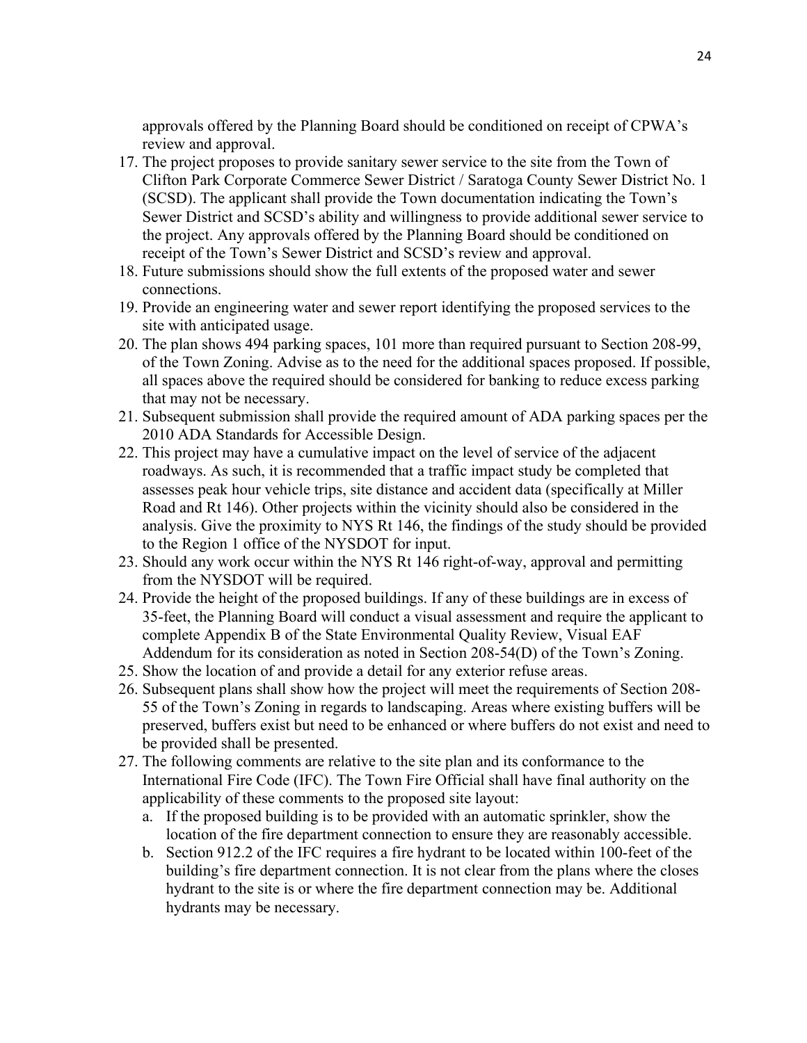approvals offered by the Planning Board should be conditioned on receipt of CPWA's review and approval.

17. The project proposes to provide sanitary sewer service to the site from the Town of Clifton Park Corporate Commerce Sewer District / Saratoga County Sewer District No. 1 (SCSD). The applicant shall provide the Town documentation indicating the Town's Sewer District and SCSD's ability and willingness to provide additional sewer service to the project. Any approvals offered by the Planning Board should be conditioned on receipt of the Town's Sewer District and SCSD's review and approval.
18. Future submissions should show the full extents of the proposed water and sewer connections.
19. Provide an engineering water and sewer report identifying the proposed services to the site with anticipated usage.
20. The plan shows 494 parking spaces, 101 more than required pursuant to Section 208-99, of the Town Zoning. Advise as to the need for the additional spaces proposed. If possible, all spaces above the required should be considered for banking to reduce excess parking that may not be necessary.
21. Subsequent submission shall provide the required amount of ADA parking spaces per the 2010 ADA Standards for Accessible Design.
22. This project may have a cumulative impact on the level of service of the adjacent roadways. As such, it is recommended that a traffic impact study be completed that assesses peak hour vehicle trips, site distance and accident data (specifically at Miller Road and Rt 146). Other projects within the vicinity should also be considered in the analysis. Give the proximity to NYS Rt 146, the findings of the study should be provided to the Region 1 office of the NYSDOT for input.
23. Should any work occur within the NYS Rt 146 right-of-way, approval and permitting from the NYSDOT will be required.
24. Provide the height of the proposed buildings. If any of these buildings are in excess of 35-feet, the Planning Board will conduct a visual assessment and require the applicant to complete Appendix B of the State Environmental Quality Review, Visual EAF Addendum for its consideration as noted in Section 208-54(D) of the Town's Zoning.
25. Show the location of and provide a detail for any exterior refuse areas.
26. Subsequent plans shall show how the project will meet the requirements of Section 208-55 of the Town's Zoning in regards to landscaping. Areas where existing buffers will be preserved, buffers exist but need to be enhanced or where buffers do not exist and need to be provided shall be presented.
27. The following comments are relative to the site plan and its conformance to the International Fire Code (IFC). The Town Fire Official shall have final authority on the applicability of these comments to the proposed site layout:
    a. If the proposed building is to be provided with an automatic sprinkler, show the location of the fire department connection to ensure they are reasonably accessible.
    b. Section 912.2 of the IFC requires a fire hydrant to be located within 100-feet of the building's fire department connection. It is not clear from the plans where the closes hydrant to the site is or where the fire department connection may be. Additional hydrants may be necessary.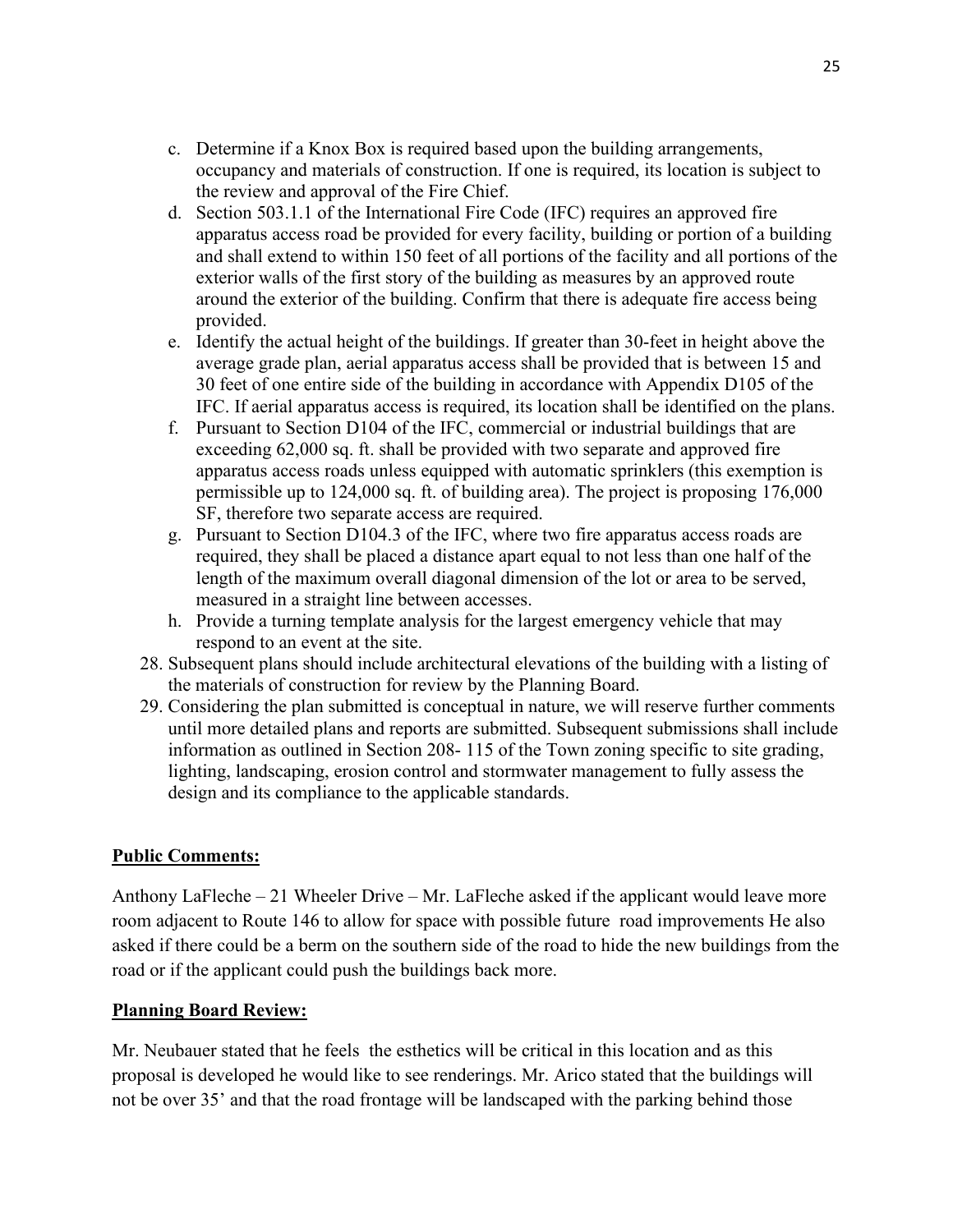c. Determine if a Knox Box is required based upon the building arrangements, occupancy and materials of construction. If one is required, its location is subject to the review and approval of the Fire Chief.
d. Section 503.1.1 of the International Fire Code (IFC) requires an approved fire apparatus access road be provided for every facility, building or portion of a building and shall extend to within 150 feet of all portions of the facility and all portions of the exterior walls of the first story of the building as measures by an approved route around the exterior of the building. Confirm that there is adequate fire access being provided.
e. Identify the actual height of the buildings. If greater than 30-feet in height above the average grade plan, aerial apparatus access shall be provided that is between 15 and 30 feet of one entire side of the building in accordance with Appendix D105 of the IFC. If aerial apparatus access is required, its location shall be identified on the plans.
f. Pursuant to Section D104 of the IFC, commercial or industrial buildings that are exceeding 62,000 sq. ft. shall be provided with two separate and approved fire apparatus access roads unless equipped with automatic sprinklers (this exemption is permissible up to 124,000 sq. ft. of building area). The project is proposing 176,000 SF, therefore two separate access are required.
g. Pursuant to Section D104.3 of the IFC, where two fire apparatus access roads are required, they shall be placed a distance apart equal to not less than one half of the length of the maximum overall diagonal dimension of the lot or area to be served, measured in a straight line between accesses.
h. Provide a turning template analysis for the largest emergency vehicle that may respond to an event at the site.

28. Subsequent plans should include architectural elevations of the building with a listing of the materials of construction for review by the Planning Board.
29. Considering the plan submitted is conceptual in nature, we will reserve further comments until more detailed plans and reports are submitted. Subsequent submissions shall include information as outlined in Section 208- 115 of the Town zoning specific to site grading, lighting, landscaping, erosion control and stormwater management to fully assess the design and its compliance to the applicable standards.

**Public Comments:**

Anthony LaFleche – 21 Wheeler Drive – Mr. LaFleche asked if the applicant would leave more room adjacent to Route 146 to allow for space with possible future road improvements He also asked if there could be a berm on the southern side of the road to hide the new buildings from the road or if the applicant could push the buildings back more.

**Planning Board Review:**

Mr. Neubauer stated that he feels the esthetics will be critical in this location and as this proposal is developed he would like to see renderings. Mr. Arico stated that the buildings will not be over 35' and that the road frontage will be landscaped with the parking behind those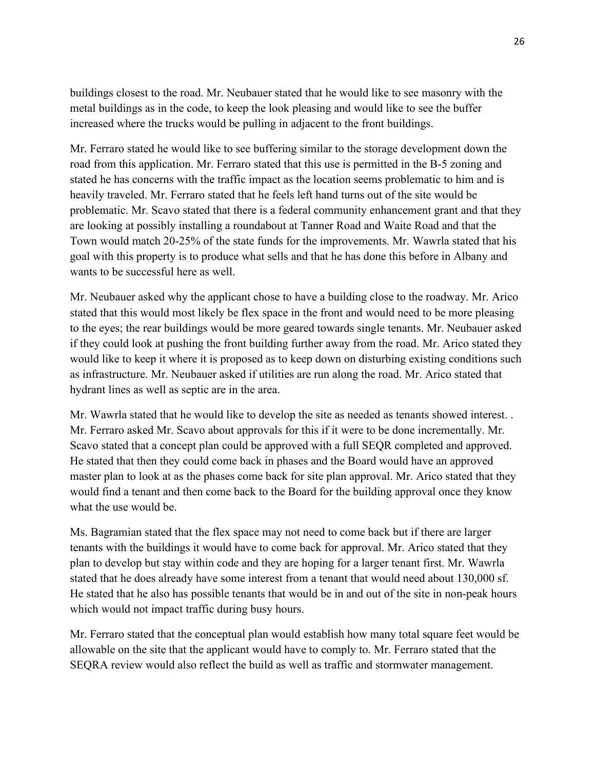buildings closest to the road. Mr. Neubauer stated that he would like to see masonry with the metal buildings as in the code, to keep the look pleasing and would like to see the buffer increased where the trucks would be pulling in adjacent to the front buildings.

Mr. Ferraro stated he would like to see buffering similar to the storage development down the road from this application. Mr. Ferraro stated that this use is permitted in the B-5 zoning and stated he has concerns with the traffic impact as the location seems problematic to him and is heavily traveled. Mr. Ferraro stated that he feels left hand turns out of the site would be problematic. Mr. Scavo stated that there is a federal community enhancement grant and that they are looking at possibly installing a roundabout at Tanner Road and Waite Road and that the Town would match 20-25% of the state funds for the improvements. Mr. Wawrla stated that his goal with this property is to produce what sells and that he has done this before in Albany and wants to be successful here as well.

Mr. Neubauer asked why the applicant chose to have a building close to the roadway. Mr. Arico stated that this would most likely be flex space in the front and would need to be more pleasing to the eyes; the rear buildings would be more geared towards single tenants. Mr. Neubauer asked if they could look at pushing the front building further away from the road. Mr. Arico stated they would like to keep it where it is proposed as to keep down on disturbing existing conditions such as infrastructure. Mr. Neubauer asked if utilities are run along the road. Mr. Arico stated that hydrant lines as well as septic are in the area.

Mr. Wawrla stated that he would like to develop the site as needed as tenants showed interest. . Mr. Ferraro asked Mr. Scavo about approvals for this if it were to be done incrementally. Mr. Scavo stated that a concept plan could be approved with a full SEQR completed and approved. He stated that then they could come back in phases and the Board would have an approved master plan to look at as the phases come back for site plan approval. Mr. Arico stated that they would find a tenant and then come back to the Board for the building approval once they know what the use would be.

Ms. Bagramian stated that the flex space may not need to come back but if there are larger tenants with the buildings it would have to come back for approval. Mr. Arico stated that they plan to develop but stay within code and they are hoping for a larger tenant first. Mr. Wawrla stated that he does already have some interest from a tenant that would need about 130,000 sf. He stated that he also has possible tenants that would be in and out of the site in non-peak hours which would not impact traffic during busy hours.

Mr. Ferraro stated that the conceptual plan would establish how many total square feet would be allowable on the site that the applicant would have to comply to. Mr. Ferraro stated that the SEQRA review would also reflect the build as well as traffic and stormwater management.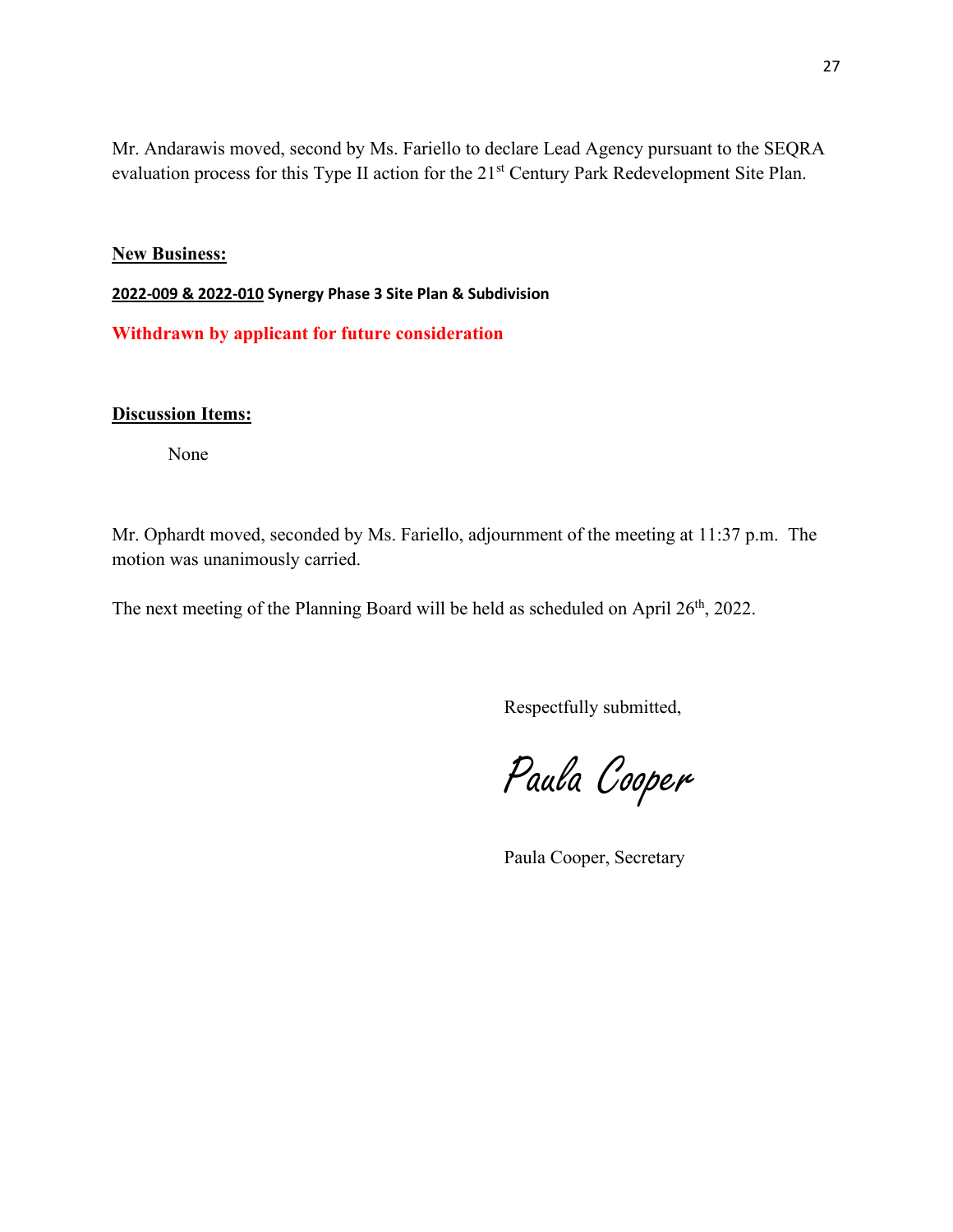Mr. Andarawis moved, second by Ms. Fariello to declare Lead Agency pursuant to the SEQRA evaluation process for this Type II action for the 21st Century Park Redevelopment Site Plan.

**New Business:**

**2022-009 & 2022-010 Synergy Phase 3 Site Plan & Subdivision**

**Withdrawn by applicant for future consideration**

**Discussion Items:**

None

Mr. Ophardt moved, seconded by Ms. Fariello, adjournment of the meeting at 11:37 p.m. The motion was unanimously carried.

The next meeting of the Planning Board will be held as scheduled on April 26th, 2022.

Respectfully submitted,

*Paula Cooper*

Paula Cooper, Secretary